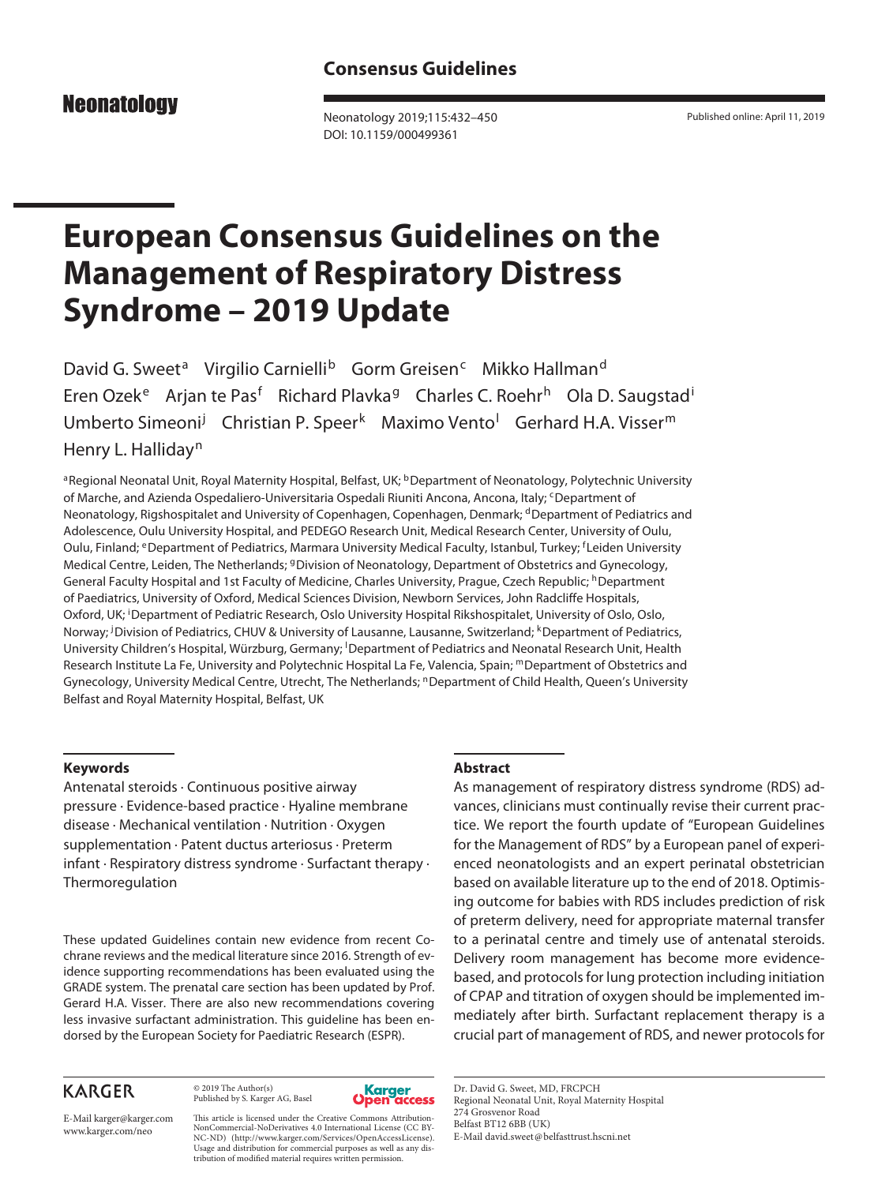**Consensus Guidelines**

**Neonatology**

Neonatology 2019;115:432–450
DOI: 10.1159/000499361

Published online: April 11, 2019

# European Consensus Guidelines on the Management of Respiratory Distress Syndrome – 2019 Update

David G. Sweet[a] Virgilio Carnielli[b] Gorm Greisen[c] Mikko Hallman[d] Eren Ozek[e] Arjan te Pas[f] Richard Plavka[g] Charles C. Roehr[h] Ola D. Saugstad[i] Umberto Simeoni[j] Christian P. Speer[k] Maximo Vento[l] Gerhard H.A. Visser[m] Henry L. Halliday[n]

[a]Regional Neonatal Unit, Royal Maternity Hospital, Belfast, UK; [b]Department of Neonatology, Polytechnic University of Marche, and Azienda Ospedaliero-Universitaria Ospedali Riuniti Ancona, Ancona, Italy; [c]Department of Neonatology, Rigshospitalet and University of Copenhagen, Copenhagen, Denmark; [d]Department of Pediatrics and Adolescence, Oulu University Hospital, and PEDEGO Research Unit, Medical Research Center, University of Oulu, Oulu, Finland; [e]Department of Pediatrics, Marmara University Medical Faculty, Istanbul, Turkey; [f]Leiden University Medical Centre, Leiden, The Netherlands; [g]Division of Neonatology, Department of Obstetrics and Gynecology, General Faculty Hospital and 1st Faculty of Medicine, Charles University, Prague, Czech Republic; [h]Department of Paediatrics, University of Oxford, Medical Sciences Division, Newborn Services, John Radcliffe Hospitals, Oxford, UK; [i]Department of Pediatric Research, Oslo University Hospital Rikshospitalet, University of Oslo, Oslo, Norway; [j]Division of Pediatrics, CHUV & University of Lausanne, Lausanne, Switzerland; [k]Department of Pediatrics, University Children's Hospital, Würzburg, Germany; [l]Department of Pediatrics and Neonatal Research Unit, Health Research Institute La Fe, University and Polytechnic Hospital La Fe, Valencia, Spain; [m]Department of Obstetrics and Gynecology, University Medical Centre, Utrecht, The Netherlands; [n]Department of Child Health, Queen's University Belfast and Royal Maternity Hospital, Belfast, UK

### Keywords

Antenatal steroids · Continuous positive airway pressure · Evidence-based practice · Hyaline membrane disease · Mechanical ventilation · Nutrition · Oxygen supplementation · Patent ductus arteriosus · Preterm infant · Respiratory distress syndrome · Surfactant therapy · Thermoregulation

These updated Guidelines contain new evidence from recent Cochrane reviews and the medical literature since 2016. Strength of evidence supporting recommendations has been evaluated using the GRADE system. The prenatal care section has been updated by Prof. Gerard H.A. Visser. There are also new recommendations covering less invasive surfactant administration. This guideline has been endorsed by the European Society for Paediatric Research (ESPR).

### Abstract

As management of respiratory distress syndrome (RDS) advances, clinicians must continually revise their current practice. We report the fourth update of "European Guidelines for the Management of RDS" by a European panel of experienced neonatologists and an expert perinatal obstetrician based on available literature up to the end of 2018. Optimising outcome for babies with RDS includes prediction of risk of preterm delivery, need for appropriate maternal transfer to a perinatal centre and timely use of antenatal steroids. Delivery room management has become more evidence-based, and protocols for lung protection including initiation of CPAP and titration of oxygen should be implemented immediately after birth. Surfactant replacement therapy is a crucial part of management of RDS, and newer protocols for

KARGER

E-Mail karger@karger.com
www.karger.com/neo

© 2019 The Author(s)
Published by S. Karger AG, Basel

Karger Open access

This article is licensed under the Creative Commons Attribution-NonCommercial-NoDerivatives 4.0 International License (CC BY-NC-ND) (http://www.karger.com/Services/OpenAccessLicense). Usage and distribution for commercial purposes as well as any distribution of modified material requires written permission.

Dr. David G. Sweet, MD, FRCPCH
Regional Neonatal Unit, Royal Maternity Hospital
274 Grosvenor Road
Belfast BT12 6BB (UK)
E-Mail david.sweet@belfasttrust.hscni.net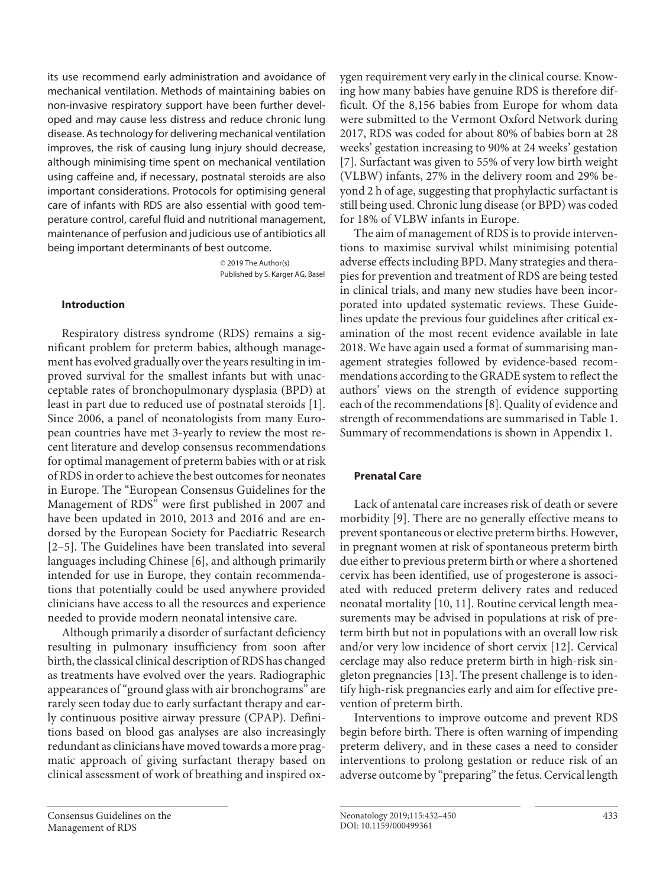its use recommend early administration and avoidance of mechanical ventilation. Methods of maintaining babies on non-invasive respiratory support have been further developed and may cause less distress and reduce chronic lung disease. As technology for delivering mechanical ventilation improves, the risk of causing lung injury should decrease, although minimising time spent on mechanical ventilation using caffeine and, if necessary, postnatal steroids are also important considerations. Protocols for optimising general care of infants with RDS are also essential with good temperature control, careful fluid and nutritional management, maintenance of perfusion and judicious use of antibiotics all being important determinants of best outcome.

© 2019 The Author(s)
Published by S. Karger AG, Basel

## Introduction

Respiratory distress syndrome (RDS) remains a significant problem for preterm babies, although management has evolved gradually over the years resulting in improved survival for the smallest infants but with unacceptable rates of bronchopulmonary dysplasia (BPD) at least in part due to reduced use of postnatal steroids [1]. Since 2006, a panel of neonatologists from many European countries have met 3-yearly to review the most recent literature and develop consensus recommendations for optimal management of preterm babies with or at risk of RDS in order to achieve the best outcomes for neonates in Europe. The "European Consensus Guidelines for the Management of RDS" were first published in 2007 and have been updated in 2010, 2013 and 2016 and are endorsed by the European Society for Paediatric Research [2–5]. The Guidelines have been translated into several languages including Chinese [6], and although primarily intended for use in Europe, they contain recommendations that potentially could be used anywhere provided clinicians have access to all the resources and experience needed to provide modern neonatal intensive care.

Although primarily a disorder of surfactant deficiency resulting in pulmonary insufficiency from soon after birth, the classical clinical description of RDS has changed as treatments have evolved over the years. Radiographic appearances of "ground glass with air bronchograms" are rarely seen today due to early surfactant therapy and early continuous positive airway pressure (CPAP). Definitions based on blood gas analyses are also increasingly redundant as clinicians have moved towards a more pragmatic approach of giving surfactant therapy based on clinical assessment of work of breathing and inspired oxygen requirement very early in the clinical course. Knowing how many babies have genuine RDS is therefore difficult. Of the 8,156 babies from Europe for whom data were submitted to the Vermont Oxford Network during 2017, RDS was coded for about 80% of babies born at 28 weeks' gestation increasing to 90% at 24 weeks' gestation [7]. Surfactant was given to 55% of very low birth weight (VLBW) infants, 27% in the delivery room and 29% beyond 2 h of age, suggesting that prophylactic surfactant is still being used. Chronic lung disease (or BPD) was coded for 18% of VLBW infants in Europe.

The aim of management of RDS is to provide interventions to maximise survival whilst minimising potential adverse effects including BPD. Many strategies and therapies for prevention and treatment of RDS are being tested in clinical trials, and many new studies have been incorporated into updated systematic reviews. These Guidelines update the previous four guidelines after critical examination of the most recent evidence available in late 2018. We have again used a format of summarising management strategies followed by evidence-based recommendations according to the GRADE system to reflect the authors' views on the strength of evidence supporting each of the recommendations [8]. Quality of evidence and strength of recommendations are summarised in Table 1. Summary of recommendations is shown in Appendix 1.

## Prenatal Care

Lack of antenatal care increases risk of death or severe morbidity [9]. There are no generally effective means to prevent spontaneous or elective preterm births. However, in pregnant women at risk of spontaneous preterm birth due either to previous preterm birth or where a shortened cervix has been identified, use of progesterone is associated with reduced preterm delivery rates and reduced neonatal mortality [10, 11]. Routine cervical length measurements may be advised in populations at risk of preterm birth but not in populations with an overall low risk and/or very low incidence of short cervix [12]. Cervical cerclage may also reduce preterm birth in high-risk singleton pregnancies [13]. The present challenge is to identify high-risk pregnancies early and aim for effective prevention of preterm birth.

Interventions to improve outcome and prevent RDS begin before birth. There is often warning of impending preterm delivery, and in these cases a need to consider interventions to prolong gestation or reduce risk of an adverse outcome by "preparing" the fetus. Cervical length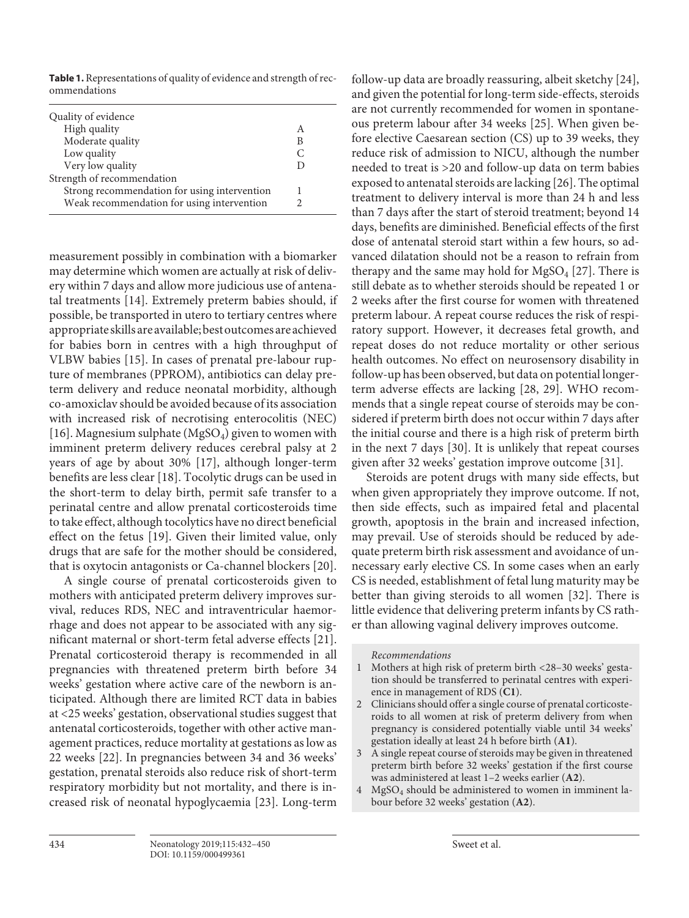**Table 1.** Representations of quality of evidence and strength of recommendations

| | |
|---|---|
| Quality of evidence | |
| High quality | A |
| Moderate quality | B |
| Low quality | C |
| Very low quality | D |
| Strength of recommendation | |
| Strong recommendation for using intervention | 1 |
| Weak recommendation for using intervention | 2 |

measurement possibly in combination with a biomarker may determine which women are actually at risk of delivery within 7 days and allow more judicious use of antenatal treatments [14]. Extremely preterm babies should, if possible, be transported in utero to tertiary centres where appropriate skills are available; best outcomes are achieved for babies born in centres with a high throughput of VLBW babies [15]. In cases of prenatal pre-labour rupture of membranes (PPROM), antibiotics can delay preterm delivery and reduce neonatal morbidity, although co-amoxiclav should be avoided because of its association with increased risk of necrotising enterocolitis (NEC) [16]. Magnesium sulphate ($MgSO_4$) given to women with imminent preterm delivery reduces cerebral palsy at 2 years of age by about 30% [17], although longer-term benefits are less clear [18]. Tocolytic drugs can be used in the short-term to delay birth, permit safe transfer to a perinatal centre and allow prenatal corticosteroids time to take effect, although tocolytics have no direct beneficial effect on the fetus [19]. Given their limited value, only drugs that are safe for the mother should be considered, that is oxytocin antagonists or Ca-channel blockers [20].

A single course of prenatal corticosteroids given to mothers with anticipated preterm delivery improves survival, reduces RDS, NEC and intraventricular haemorrhage and does not appear to be associated with any significant maternal or short-term fetal adverse effects [21]. Prenatal corticosteroid therapy is recommended in all pregnancies with threatened preterm birth before 34 weeks' gestation where active care of the newborn is anticipated. Although there are limited RCT data in babies at <25 weeks' gestation, observational studies suggest that antenatal corticosteroids, together with other active management practices, reduce mortality at gestations as low as 22 weeks [22]. In pregnancies between 34 and 36 weeks' gestation, prenatal steroids also reduce risk of short-term respiratory morbidity but not mortality, and there is increased risk of neonatal hypoglycaemia [23]. Long-term follow-up data are broadly reassuring, albeit sketchy [24], and given the potential for long-term side-effects, steroids are not currently recommended for women in spontaneous preterm labour after 34 weeks [25]. When given before elective Caesarean section (CS) up to 39 weeks, they reduce risk of admission to NICU, although the number needed to treat is >20 and follow-up data on term babies exposed to antenatal steroids are lacking [26]. The optimal treatment to delivery interval is more than 24 h and less than 7 days after the start of steroid treatment; beyond 14 days, benefits are diminished. Beneficial effects of the first dose of antenatal steroid start within a few hours, so advanced dilatation should not be a reason to refrain from therapy and the same may hold for $MgSO_4$ [27]. There is still debate as to whether steroids should be repeated 1 or 2 weeks after the first course for women with threatened preterm labour. A repeat course reduces the risk of respiratory support. However, it decreases fetal growth, and repeat doses do not reduce mortality or other serious health outcomes. No effect on neurosensory disability in follow-up has been observed, but data on potential longer-term adverse effects are lacking [28, 29]. WHO recommends that a single repeat course of steroids may be considered if preterm birth does not occur within 7 days after the initial course and there is a high risk of preterm birth in the next 7 days [30]. It is unlikely that repeat courses given after 32 weeks' gestation improve outcome [31].

Steroids are potent drugs with many side effects, but when given appropriately they improve outcome. If not, then side effects, such as impaired fetal and placental growth, apoptosis in the brain and increased infection, may prevail. Use of steroids should be reduced by adequate preterm birth risk assessment and avoidance of unnecessary early elective CS. In some cases when an early CS is needed, establishment of fetal lung maturity may be better than giving steroids to all women [32]. There is little evidence that delivering preterm infants by CS rather than allowing vaginal delivery improves outcome.

*Recommendations*

1. Mothers at high risk of preterm birth <28–30 weeks' gestation should be transferred to perinatal centres with experience in management of RDS (**C1**).
2. Clinicians should offer a single course of prenatal corticosteroids to all women at risk of preterm delivery from when pregnancy is considered potentially viable until 34 weeks' gestation ideally at least 24 h before birth (**A1**).
3. A single repeat course of steroids may be given in threatened preterm birth before 32 weeks' gestation if the first course was administered at least 1–2 weeks earlier (**A2**).
4. $MgSO_4$ should be administered to women in imminent labour before 32 weeks' gestation (**A2**).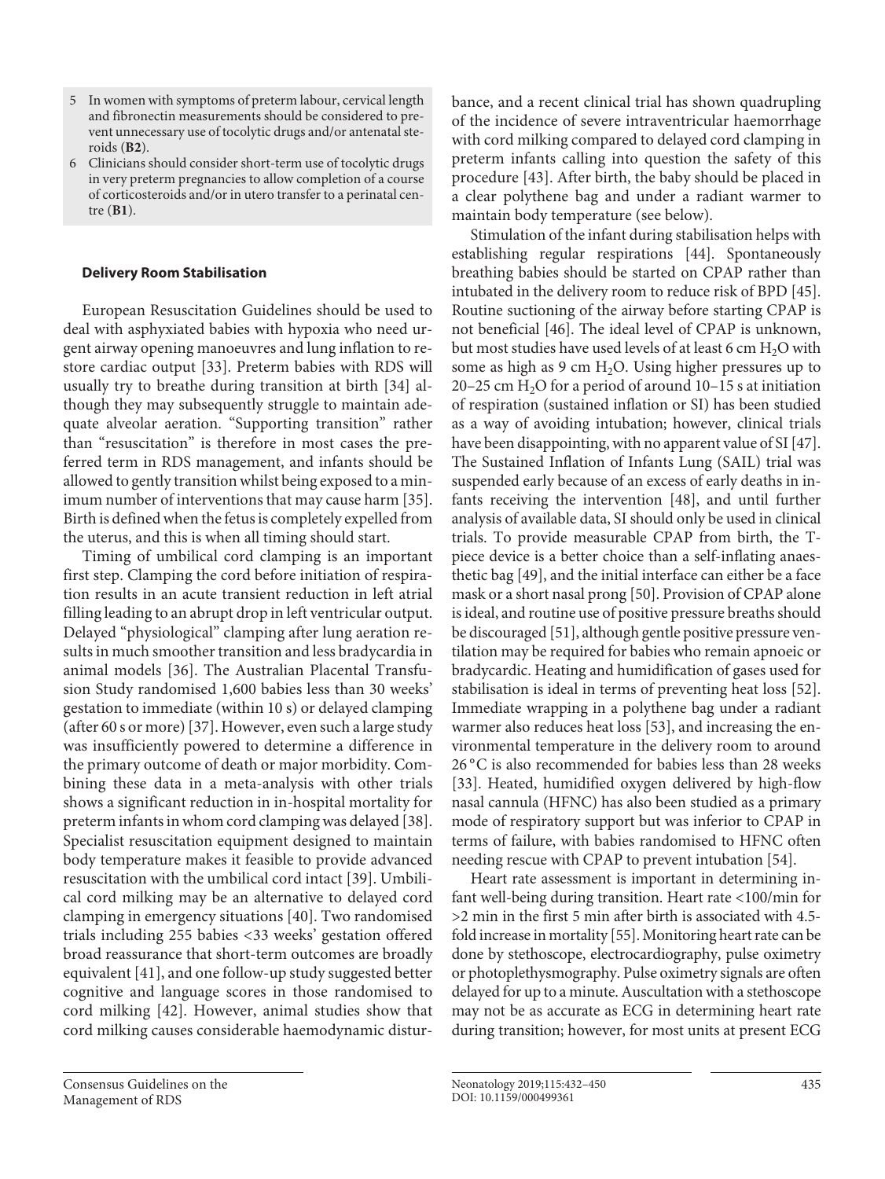5 In women with symptoms of preterm labour, cervical length and fibronectin measurements should be considered to prevent unnecessary use of tocolytic drugs and/or antenatal steroids (**B2**).
6 Clinicians should consider short-term use of tocolytic drugs in very preterm pregnancies to allow completion of a course of corticosteroids and/or in utero transfer to a perinatal centre (**B1**).

### Delivery Room Stabilisation

European Resuscitation Guidelines should be used to deal with asphyxiated babies with hypoxia who need urgent airway opening manoeuvres and lung inflation to restore cardiac output [33]. Preterm babies with RDS will usually try to breathe during transition at birth [34] although they may subsequently struggle to maintain adequate alveolar aeration. "Supporting transition" rather than "resuscitation" is therefore in most cases the preferred term in RDS management, and infants should be allowed to gently transition whilst being exposed to a minimum number of interventions that may cause harm [35]. Birth is defined when the fetus is completely expelled from the uterus, and this is when all timing should start.

Timing of umbilical cord clamping is an important first step. Clamping the cord before initiation of respiration results in an acute transient reduction in left atrial filling leading to an abrupt drop in left ventricular output. Delayed "physiological" clamping after lung aeration results in much smoother transition and less bradycardia in animal models [36]. The Australian Placental Transfusion Study randomised 1,600 babies less than 30 weeks' gestation to immediate (within 10 s) or delayed clamping (after 60 s or more) [37]. However, even such a large study was insufficiently powered to determine a difference in the primary outcome of death or major morbidity. Combining these data in a meta-analysis with other trials shows a significant reduction in in-hospital mortality for preterm infants in whom cord clamping was delayed [38]. Specialist resuscitation equipment designed to maintain body temperature makes it feasible to provide advanced resuscitation with the umbilical cord intact [39]. Umbilical cord milking may be an alternative to delayed cord clamping in emergency situations [40]. Two randomised trials including 255 babies <33 weeks' gestation offered broad reassurance that short-term outcomes are broadly equivalent [41], and one follow-up study suggested better cognitive and language scores in those randomised to cord milking [42]. However, animal studies show that cord milking causes considerable haemodynamic disturbance, and a recent clinical trial has shown quadrupling of the incidence of severe intraventricular haemorrhage with cord milking compared to delayed cord clamping in preterm infants calling into question the safety of this procedure [43]. After birth, the baby should be placed in a clear polythene bag and under a radiant warmer to maintain body temperature (see below).

Stimulation of the infant during stabilisation helps with establishing regular respirations [44]. Spontaneously breathing babies should be started on CPAP rather than intubated in the delivery room to reduce risk of BPD [45]. Routine suctioning of the airway before starting CPAP is not beneficial [46]. The ideal level of CPAP is unknown, but most studies have used levels of at least 6 cm $H_2O$ with some as high as 9 cm $H_2O$. Using higher pressures up to 20–25 cm $H_2O$ for a period of around 10–15 s at initiation of respiration (sustained inflation or SI) has been studied as a way of avoiding intubation; however, clinical trials have been disappointing, with no apparent value of SI [47]. The Sustained Inflation of Infants Lung (SAIL) trial was suspended early because of an excess of early deaths in infants receiving the intervention [48], and until further analysis of available data, SI should only be used in clinical trials. To provide measurable CPAP from birth, the T-piece device is a better choice than a self-inflating anaesthetic bag [49], and the initial interface can either be a face mask or a short nasal prong [50]. Provision of CPAP alone is ideal, and routine use of positive pressure breaths should be discouraged [51], although gentle positive pressure ventilation may be required for babies who remain apnoeic or bradycardic. Heating and humidification of gases used for stabilisation is ideal in terms of preventing heat loss [52]. Immediate wrapping in a polythene bag under a radiant warmer also reduces heat loss [53], and increasing the environmental temperature in the delivery room to around 26 °C is also recommended for babies less than 28 weeks [33]. Heated, humidified oxygen delivered by high-flow nasal cannula (HFNC) has also been studied as a primary mode of respiratory support but was inferior to CPAP in terms of failure, with babies randomised to HFNC often needing rescue with CPAP to prevent intubation [54].

Heart rate assessment is important in determining infant well-being during transition. Heart rate <100/min for >2 min in the first 5 min after birth is associated with 4.5-fold increase in mortality [55]. Monitoring heart rate can be done by stethoscope, electrocardiography, pulse oximetry or photoplethysmography. Pulse oximetry signals are often delayed for up to a minute. Auscultation with a stethoscope may not be as accurate as ECG in determining heart rate during transition; however, for most units at present ECG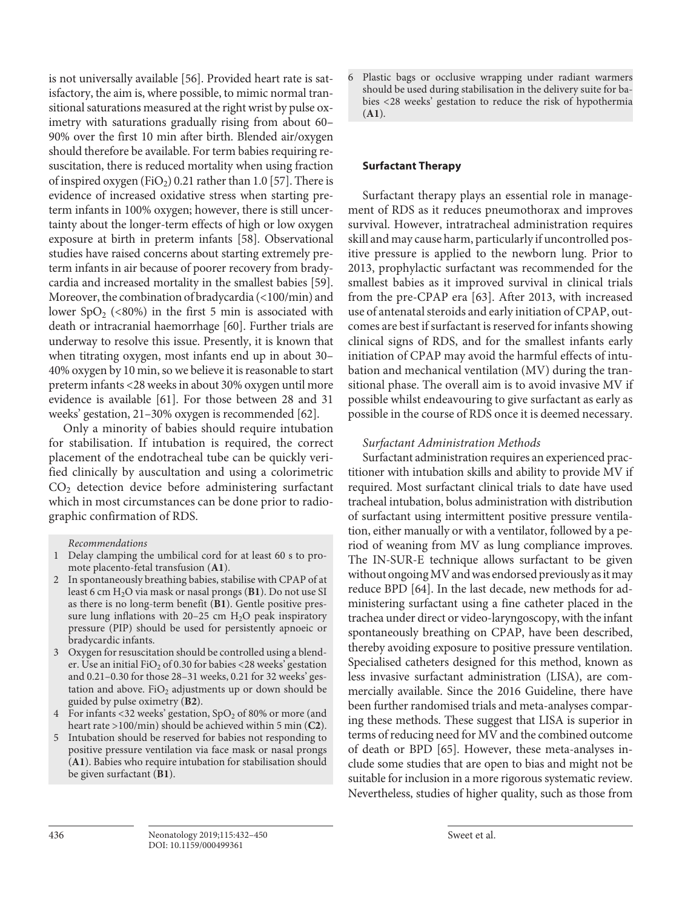is not universally available [56]. Provided heart rate is satisfactory, the aim is, where possible, to mimic normal transitional saturations measured at the right wrist by pulse oximetry with saturations gradually rising from about 60–90% over the first 10 min after birth. Blended air/oxygen should therefore be available. For term babies requiring resuscitation, there is reduced mortality when using fraction of inspired oxygen ($FiO_2$) 0.21 rather than 1.0 [57]. There is evidence of increased oxidative stress when starting preterm infants in 100% oxygen; however, there is still uncertainty about the longer-term effects of high or low oxygen exposure at birth in preterm infants [58]. Observational studies have raised concerns about starting extremely preterm infants in air because of poorer recovery from bradycardia and increased mortality in the smallest babies [59]. Moreover, the combination of bradycardia (<100/min) and lower $SpO_2$ (<80%) in the first 5 min is associated with death or intracranial haemorrhage [60]. Further trials are underway to resolve this issue. Presently, it is known that when titrating oxygen, most infants end up in about 30–40% oxygen by 10 min, so we believe it is reasonable to start preterm infants <28 weeks in about 30% oxygen until more evidence is available [61]. For those between 28 and 31 weeks' gestation, 21–30% oxygen is recommended [62].

Only a minority of babies should require intubation for stabilisation. If intubation is required, the correct placement of the endotracheal tube can be quickly verified clinically by auscultation and using a colorimetric $CO_2$ detection device before administering surfactant which in most circumstances can be done prior to radiographic confirmation of RDS.

*Recommendations*

1. Delay clamping the umbilical cord for at least 60 s to promote placento-fetal transfusion (**A1**).
2. In spontaneously breathing babies, stabilise with CPAP of at least 6 cm $H_2O$ via mask or nasal prongs (**B1**). Do not use SI as there is no long-term benefit (**B1**). Gentle positive pressure lung inflations with 20–25 cm $H_2O$ peak inspiratory pressure (PIP) should be used for persistently apnoeic or bradycardic infants.
3. Oxygen for resuscitation should be controlled using a blender. Use an initial $FiO_2$ of 0.30 for babies <28 weeks' gestation and 0.21–0.30 for those 28–31 weeks, 0.21 for 32 weeks' gestation and above. $FiO_2$ adjustments up or down should be guided by pulse oximetry (**B2**).
4. For infants <32 weeks' gestation, $SpO_2$ of 80% or more (and heart rate >100/min) should be achieved within 5 min (**C2**).
5. Intubation should be reserved for babies not responding to positive pressure ventilation via face mask or nasal prongs (**A1**). Babies who require intubation for stabilisation should be given surfactant (**B1**).
6. Plastic bags or occlusive wrapping under radiant warmers should be used during stabilisation in the delivery suite for babies <28 weeks' gestation to reduce the risk of hypothermia (**A1**).

## Surfactant Therapy

Surfactant therapy plays an essential role in management of RDS as it reduces pneumothorax and improves survival. However, intratracheal administration requires skill and may cause harm, particularly if uncontrolled positive pressure is applied to the newborn lung. Prior to 2013, prophylactic surfactant was recommended for the smallest babies as it improved survival in clinical trials from the pre-CPAP era [63]. After 2013, with increased use of antenatal steroids and early initiation of CPAP, outcomes are best if surfactant is reserved for infants showing clinical signs of RDS, and for the smallest infants early initiation of CPAP may avoid the harmful effects of intubation and mechanical ventilation (MV) during the transitional phase. The overall aim is to avoid invasive MV if possible whilst endeavouring to give surfactant as early as possible in the course of RDS once it is deemed necessary.

### *Surfactant Administration Methods*

Surfactant administration requires an experienced practitioner with intubation skills and ability to provide MV if required. Most surfactant clinical trials to date have used tracheal intubation, bolus administration with distribution of surfactant using intermittent positive pressure ventilation, either manually or with a ventilator, followed by a period of weaning from MV as lung compliance improves. The IN-SUR-E technique allows surfactant to be given without ongoing MV and was endorsed previously as it may reduce BPD [64]. In the last decade, new methods for administering surfactant using a fine catheter placed in the trachea under direct or video-laryngoscopy, with the infant spontaneously breathing on CPAP, have been described, thereby avoiding exposure to positive pressure ventilation. Specialised catheters designed for this method, known as less invasive surfactant administration (LISA), are commercially available. Since the 2016 Guideline, there have been further randomised trials and meta-analyses comparing these methods. These suggest that LISA is superior in terms of reducing need for MV and the combined outcome of death or BPD [65]. However, these meta-analyses include some studies that are open to bias and might not be suitable for inclusion in a more rigorous systematic review. Nevertheless, studies of higher quality, such as those from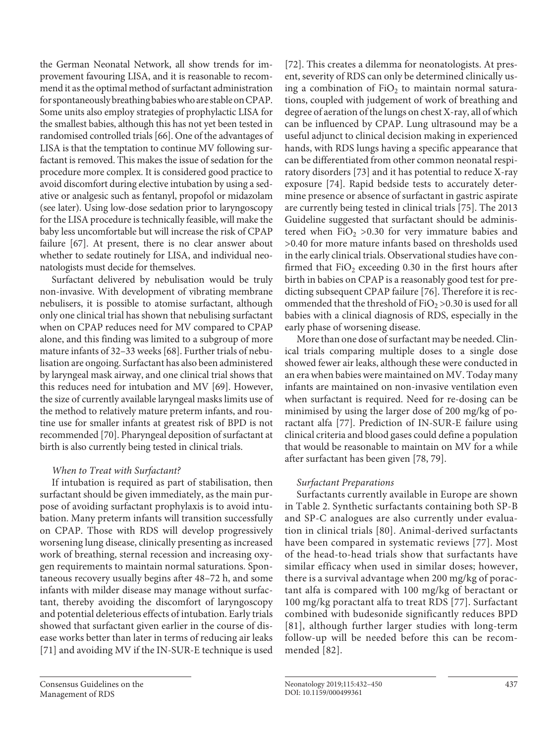the German Neonatal Network, all show trends for improvement favouring LISA, and it is reasonable to recommend it as the optimal method of surfactant administration for spontaneously breathing babies who are stable on CPAP. Some units also employ strategies of prophylactic LISA for the smallest babies, although this has not yet been tested in randomised controlled trials [66]. One of the advantages of LISA is that the temptation to continue MV following surfactant is removed. This makes the issue of sedation for the procedure more complex. It is considered good practice to avoid discomfort during elective intubation by using a sedative or analgesic such as fentanyl, propofol or midazolam (see later). Using low-dose sedation prior to laryngoscopy for the LISA procedure is technically feasible, will make the baby less uncomfortable but will increase the risk of CPAP failure [67]. At present, there is no clear answer about whether to sedate routinely for LISA, and individual neonatologists must decide for themselves.

Surfactant delivered by nebulisation would be truly non-invasive. With development of vibrating membrane nebulisers, it is possible to atomise surfactant, although only one clinical trial has shown that nebulising surfactant when on CPAP reduces need for MV compared to CPAP alone, and this finding was limited to a subgroup of more mature infants of 32–33 weeks [68]. Further trials of nebulisation are ongoing. Surfactant has also been administered by laryngeal mask airway, and one clinical trial shows that this reduces need for intubation and MV [69]. However, the size of currently available laryngeal masks limits use of the method to relatively mature preterm infants, and routine use for smaller infants at greatest risk of BPD is not recommended [70]. Pharyngeal deposition of surfactant at birth is also currently being tested in clinical trials.

*When to Treat with Surfactant?*

If intubation is required as part of stabilisation, then surfactant should be given immediately, as the main purpose of avoiding surfactant prophylaxis is to avoid intubation. Many preterm infants will transition successfully on CPAP. Those with RDS will develop progressively worsening lung disease, clinically presenting as increased work of breathing, sternal recession and increasing oxygen requirements to maintain normal saturations. Spontaneous recovery usually begins after 48–72 h, and some infants with milder disease may manage without surfactant, thereby avoiding the discomfort of laryngoscopy and potential deleterious effects of intubation. Early trials showed that surfactant given earlier in the course of disease works better than later in terms of reducing air leaks [71] and avoiding MV if the IN-SUR-E technique is used [72]. This creates a dilemma for neonatologists. At present, severity of RDS can only be determined clinically using a combination of $FiO_2$ to maintain normal saturations, coupled with judgement of work of breathing and degree of aeration of the lungs on chest X-ray, all of which can be influenced by CPAP. Lung ultrasound may be a useful adjunct to clinical decision making in experienced hands, with RDS lungs having a specific appearance that can be differentiated from other common neonatal respiratory disorders [73] and it has potential to reduce X-ray exposure [74]. Rapid bedside tests to accurately determine presence or absence of surfactant in gastric aspirate are currently being tested in clinical trials [75]. The 2013 Guideline suggested that surfactant should be administered when $FiO_2$ >0.30 for very immature babies and >0.40 for more mature infants based on thresholds used in the early clinical trials. Observational studies have confirmed that $FiO_2$ exceeding 0.30 in the first hours after birth in babies on CPAP is a reasonably good test for predicting subsequent CPAP failure [76]. Therefore it is recommended that the threshold of $FiO_2$ >0.30 is used for all babies with a clinical diagnosis of RDS, especially in the early phase of worsening disease.

More than one dose of surfactant may be needed. Clinical trials comparing multiple doses to a single dose showed fewer air leaks, although these were conducted in an era when babies were maintained on MV. Today many infants are maintained on non-invasive ventilation even when surfactant is required. Need for re-dosing can be minimised by using the larger dose of 200 mg/kg of poractant alfa [77]. Prediction of IN-SUR-E failure using clinical criteria and blood gases could define a population that would be reasonable to maintain on MV for a while after surfactant has been given [78, 79].

*Surfactant Preparations*

Surfactants currently available in Europe are shown in Table 2. Synthetic surfactants containing both SP-B and SP-C analogues are also currently under evaluation in clinical trials [80]. Animal-derived surfactants have been compared in systematic reviews [77]. Most of the head-to-head trials show that surfactants have similar efficacy when used in similar doses; however, there is a survival advantage when 200 mg/kg of poractant alfa is compared with 100 mg/kg of beractant or 100 mg/kg poractant alfa to treat RDS [77]. Surfactant combined with budesonide significantly reduces BPD [81], although further larger studies with long-term follow-up will be needed before this can be recommended [82].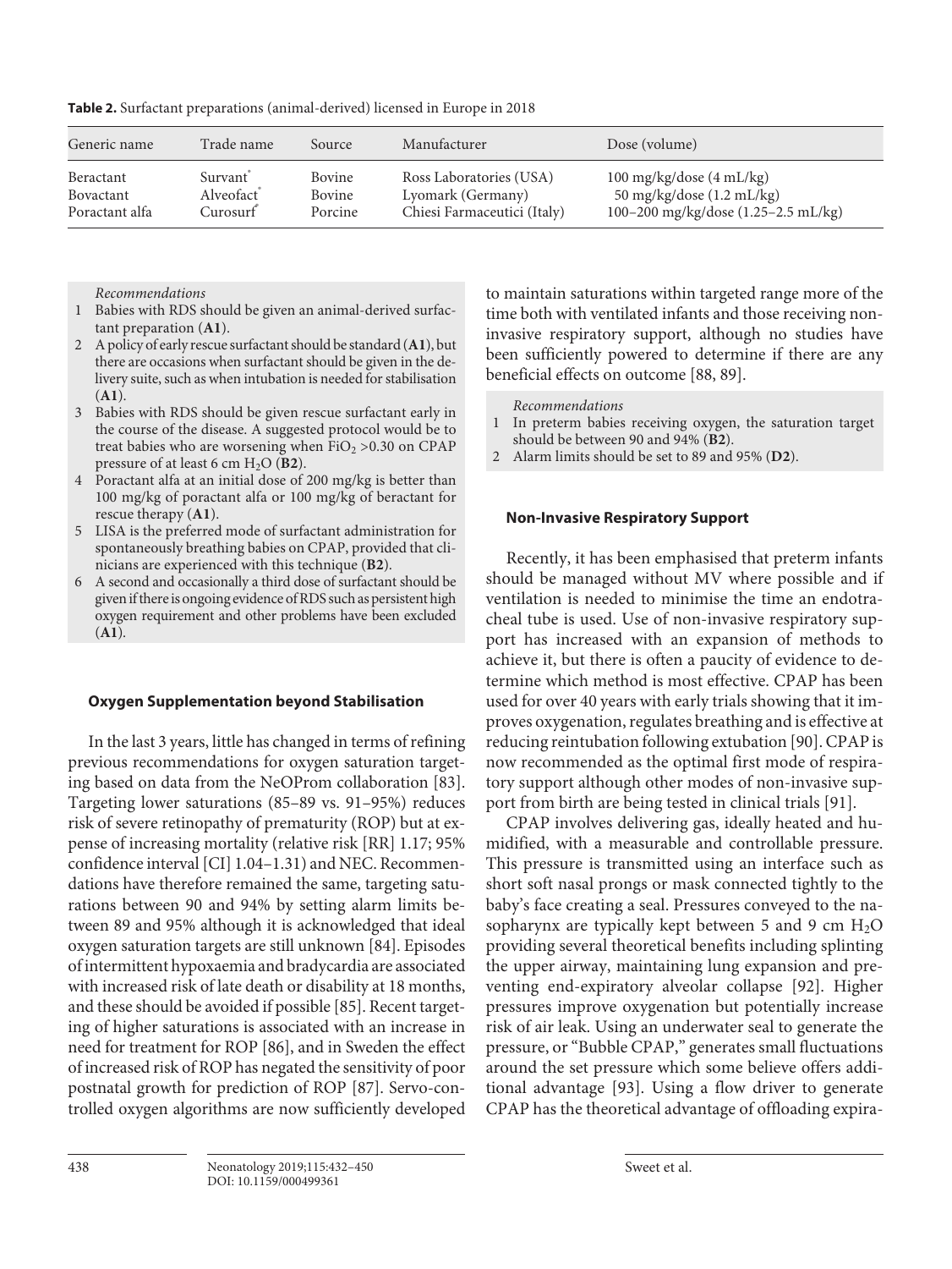**Table 2.** Surfactant preparations (animal-derived) licensed in Europe in 2018

| Generic name | Trade name | Source | Manufacturer | Dose (volume) |
|---|---|---|---|---|
| Beractant | Survant® | Bovine | Ross Laboratories (USA) | 100 mg/kg/dose (4 mL/kg) |
| Bovactant | Alveofact® | Bovine | Lyomark (Germany) | 50 mg/kg/dose (1.2 mL/kg) |
| Poractant alfa | Curosurf® | Porcine | Chiesi Farmaceutici (Italy) | 100–200 mg/kg/dose (1.25–2.5 mL/kg) |

*Recommendations*

1. Babies with RDS should be given an animal-derived surfactant preparation (**A1**).
2. A policy of early rescue surfactant should be standard (**A1**), but there are occasions when surfactant should be given in the delivery suite, such as when intubation is needed for stabilisation (**A1**).
3. Babies with RDS should be given rescue surfactant early in the course of the disease. A suggested protocol would be to treat babies who are worsening when $FiO_2$ >0.30 on CPAP pressure of at least 6 cm $H_2O$ (**B2**).
4. Poractant alfa at an initial dose of 200 mg/kg is better than 100 mg/kg of poractant alfa or 100 mg/kg of beractant for rescue therapy (**A1**).
5. LISA is the preferred mode of surfactant administration for spontaneously breathing babies on CPAP, provided that clinicians are experienced with this technique (**B2**).
6. A second and occasionally a third dose of surfactant should be given if there is ongoing evidence of RDS such as persistent high oxygen requirement and other problems have been excluded (**A1**).

## Oxygen Supplementation beyond Stabilisation

In the last 3 years, little has changed in terms of refining previous recommendations for oxygen saturation targeting based on data from the NeOProm collaboration [83]. Targeting lower saturations (85–89 vs. 91–95%) reduces risk of severe retinopathy of prematurity (ROP) but at expense of increasing mortality (relative risk [RR] 1.17; 95% confidence interval [CI] 1.04–1.31) and NEC. Recommendations have therefore remained the same, targeting saturations between 90 and 94% by setting alarm limits between 89 and 95% although it is acknowledged that ideal oxygen saturation targets are still unknown [84]. Episodes of intermittent hypoxaemia and bradycardia are associated with increased risk of late death or disability at 18 months, and these should be avoided if possible [85]. Recent targeting of higher saturations is associated with an increase in need for treatment for ROP [86], and in Sweden the effect of increased risk of ROP has negated the sensitivity of poor postnatal growth for prediction of ROP [87]. Servo-controlled oxygen algorithms are now sufficiently developed to maintain saturations within targeted range more of the time both with ventilated infants and those receiving non-invasive respiratory support, although no studies have been sufficiently powered to determine if there are any beneficial effects on outcome [88, 89].

*Recommendations*

1. In preterm babies receiving oxygen, the saturation target should be between 90 and 94% (**B2**).
2. Alarm limits should be set to 89 and 95% (**D2**).

## Non-Invasive Respiratory Support

Recently, it has been emphasised that preterm infants should be managed without MV where possible and if ventilation is needed to minimise the time an endotracheal tube is used. Use of non-invasive respiratory support has increased with an expansion of methods to achieve it, but there is often a paucity of evidence to determine which method is most effective. CPAP has been used for over 40 years with early trials showing that it improves oxygenation, regulates breathing and is effective at reducing reintubation following extubation [90]. CPAP is now recommended as the optimal first mode of respiratory support although other modes of non-invasive support from birth are being tested in clinical trials [91].

CPAP involves delivering gas, ideally heated and humidified, with a measurable and controllable pressure. This pressure is transmitted using an interface such as short soft nasal prongs or mask connected tightly to the baby's face creating a seal. Pressures conveyed to the nasopharynx are typically kept between 5 and 9 cm $H_2O$ providing several theoretical benefits including splinting the upper airway, maintaining lung expansion and preventing end-expiratory alveolar collapse [92]. Higher pressures improve oxygenation but potentially increase risk of air leak. Using an underwater seal to generate the pressure, or "Bubble CPAP," generates small fluctuations around the set pressure which some believe offers additional advantage [93]. Using a flow driver to generate CPAP has the theoretical advantage of offloading expira-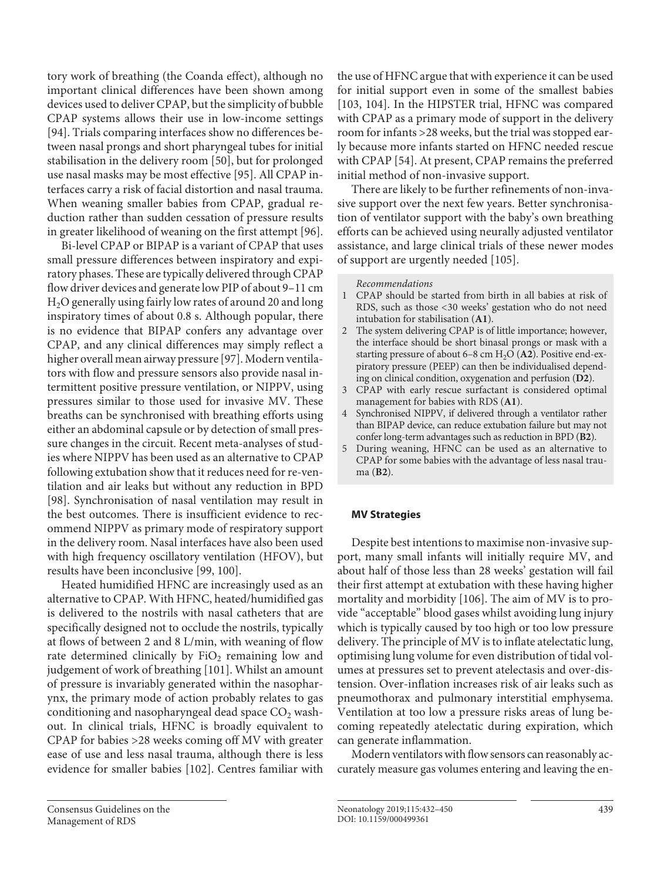tory work of breathing (the Coanda effect), although no important clinical differences have been shown among devices used to deliver CPAP, but the simplicity of bubble CPAP systems allows their use in low-income settings [94]. Trials comparing interfaces show no differences between nasal prongs and short pharyngeal tubes for initial stabilisation in the delivery room [50], but for prolonged use nasal masks may be most effective [95]. All CPAP interfaces carry a risk of facial distortion and nasal trauma. When weaning smaller babies from CPAP, gradual reduction rather than sudden cessation of pressure results in greater likelihood of weaning on the first attempt [96].

Bi-level CPAP or BIPAP is a variant of CPAP that uses small pressure differences between inspiratory and expiratory phases. These are typically delivered through CPAP flow driver devices and generate low PIP of about 9–11 cm $H_2O$ generally using fairly low rates of around 20 and long inspiratory times of about 0.8 s. Although popular, there is no evidence that BIPAP confers any advantage over CPAP, and any clinical differences may simply reflect a higher overall mean airway pressure [97]. Modern ventilators with flow and pressure sensors also provide nasal intermittent positive pressure ventilation, or NIPPV, using pressures similar to those used for invasive MV. These breaths can be synchronised with breathing efforts using either an abdominal capsule or by detection of small pressure changes in the circuit. Recent meta-analyses of studies where NIPPV has been used as an alternative to CPAP following extubation show that it reduces need for re-ventilation and air leaks but without any reduction in BPD [98]. Synchronisation of nasal ventilation may result in the best outcomes. There is insufficient evidence to recommend NIPPV as primary mode of respiratory support in the delivery room. Nasal interfaces have also been used with high frequency oscillatory ventilation (HFOV), but results have been inconclusive [99, 100].

Heated humidified HFNC are increasingly used as an alternative to CPAP. With HFNC, heated/humidified gas is delivered to the nostrils with nasal catheters that are specifically designed not to occlude the nostrils, typically at flows of between 2 and 8 L/min, with weaning of flow rate determined clinically by $FiO_2$ remaining low and judgement of work of breathing [101]. Whilst an amount of pressure is invariably generated within the nasopharynx, the primary mode of action probably relates to gas conditioning and nasopharyngeal dead space $CO_2$ washout. In clinical trials, HFNC is broadly equivalent to CPAP for babies >28 weeks coming off MV with greater ease of use and less nasal trauma, although there is less evidence for smaller babies [102]. Centres familiar with the use of HFNC argue that with experience it can be used for initial support even in some of the smallest babies [103, 104]. In the HIPSTER trial, HFNC was compared with CPAP as a primary mode of support in the delivery room for infants >28 weeks, but the trial was stopped early because more infants started on HFNC needed rescue with CPAP [54]. At present, CPAP remains the preferred initial method of non-invasive support.

There are likely to be further refinements of non-invasive support over the next few years. Better synchronisation of ventilator support with the baby's own breathing efforts can be achieved using neurally adjusted ventilator assistance, and large clinical trials of these newer modes of support are urgently needed [105].

*Recommendations*

1. CPAP should be started from birth in all babies at risk of RDS, such as those <30 weeks' gestation who do not need intubation for stabilisation (**A1**).
2. The system delivering CPAP is of little importance; however, the interface should be short binasal prongs or mask with a starting pressure of about 6–8 cm $H_2O$ (**A2**). Positive end-expiratory pressure (PEEP) can then be individualised depending on clinical condition, oxygenation and perfusion (**D2**).
3. CPAP with early rescue surfactant is considered optimal management for babies with RDS (**A1**).
4. Synchronised NIPPV, if delivered through a ventilator rather than BIPAP device, can reduce extubation failure but may not confer long-term advantages such as reduction in BPD (**B2**).
5. During weaning, HFNC can be used as an alternative to CPAP for some babies with the advantage of less nasal trauma (**B2**).

## MV Strategies

Despite best intentions to maximise non-invasive support, many small infants will initially require MV, and about half of those less than 28 weeks' gestation will fail their first attempt at extubation with these having higher mortality and morbidity [106]. The aim of MV is to provide "acceptable" blood gases whilst avoiding lung injury which is typically caused by too high or too low pressure delivery. The principle of MV is to inflate atelectatic lung, optimising lung volume for even distribution of tidal volumes at pressures set to prevent atelectasis and over-distension. Over-inflation increases risk of air leaks such as pneumothorax and pulmonary interstitial emphysema. Ventilation at too low a pressure risks areas of lung becoming repeatedly atelectatic during expiration, which can generate inflammation.

Modern ventilators with flow sensors can reasonably accurately measure gas volumes entering and leaving the en-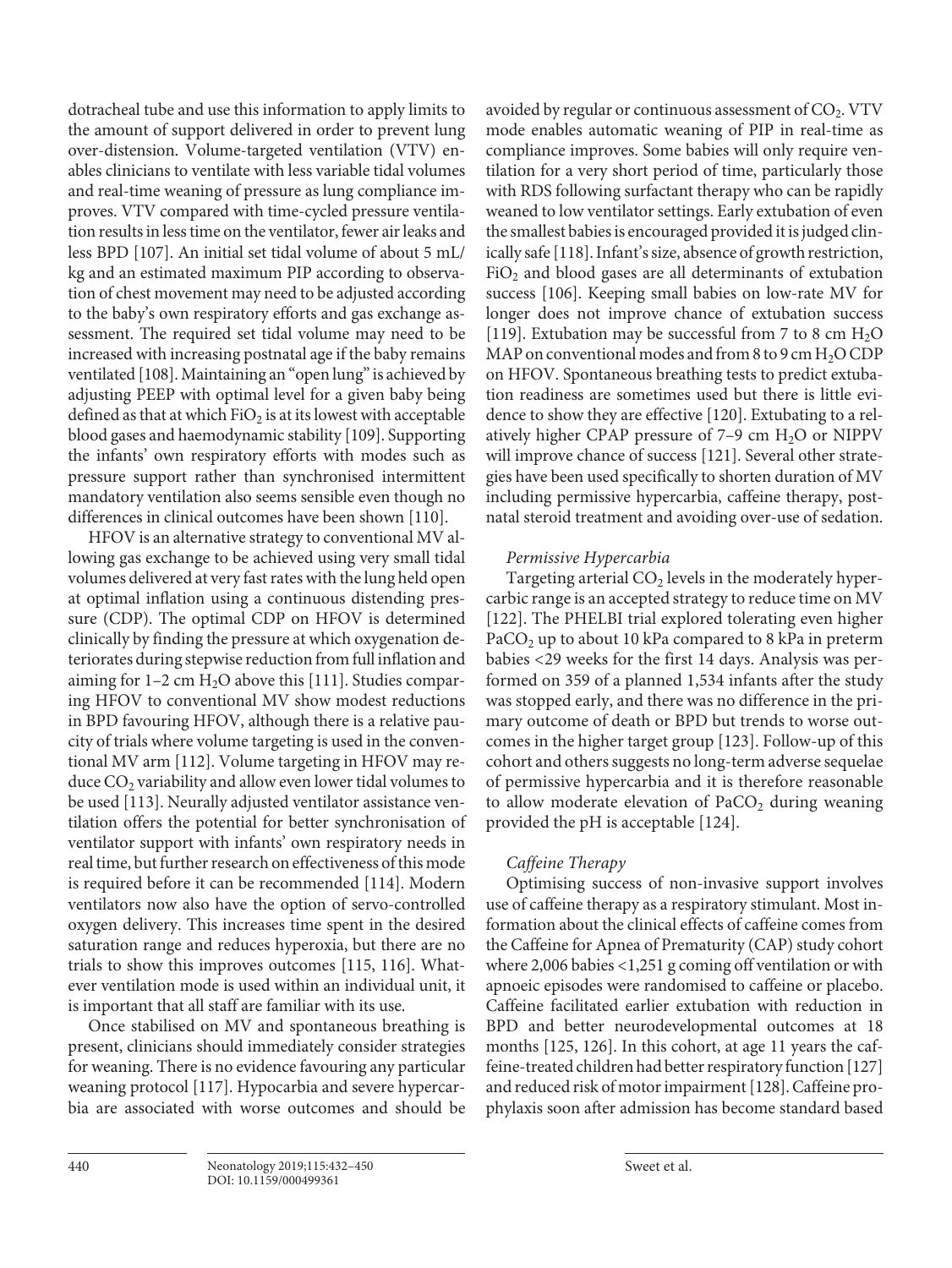dotracheal tube and use this information to apply limits to the amount of support delivered in order to prevent lung over-distension. Volume-targeted ventilation (VTV) enables clinicians to ventilate with less variable tidal volumes and real-time weaning of pressure as lung compliance improves. VTV compared with time-cycled pressure ventilation results in less time on the ventilator, fewer air leaks and less BPD [107]. An initial set tidal volume of about 5 mL/kg and an estimated maximum PIP according to observation of chest movement may need to be adjusted according to the baby's own respiratory efforts and gas exchange assessment. The required set tidal volume may need to be increased with increasing postnatal age if the baby remains ventilated [108]. Maintaining an "open lung" is achieved by adjusting PEEP with optimal level for a given baby being defined as that at which $FiO_2$ is at its lowest with acceptable blood gases and haemodynamic stability [109]. Supporting the infants' own respiratory efforts with modes such as pressure support rather than synchronised intermittent mandatory ventilation also seems sensible even though no differences in clinical outcomes have been shown [110].

HFOV is an alternative strategy to conventional MV allowing gas exchange to be achieved using very small tidal volumes delivered at very fast rates with the lung held open at optimal inflation using a continuous distending pressure (CDP). The optimal CDP on HFOV is determined clinically by finding the pressure at which oxygenation deteriorates during stepwise reduction from full inflation and aiming for 1–2 cm $H_2O$ above this [111]. Studies comparing HFOV to conventional MV show modest reductions in BPD favouring HFOV, although there is a relative paucity of trials where volume targeting is used in the conventional MV arm [112]. Volume targeting in HFOV may reduce $CO_2$ variability and allow even lower tidal volumes to be used [113]. Neurally adjusted ventilator assistance ventilation offers the potential for better synchronisation of ventilator support with infants' own respiratory needs in real time, but further research on effectiveness of this mode is required before it can be recommended [114]. Modern ventilators now also have the option of servo-controlled oxygen delivery. This increases time spent in the desired saturation range and reduces hyperoxia, but there are no trials to show this improves outcomes [115, 116]. Whatever ventilation mode is used within an individual unit, it is important that all staff are familiar with its use.

Once stabilised on MV and spontaneous breathing is present, clinicians should immediately consider strategies for weaning. There is no evidence favouring any particular weaning protocol [117]. Hypocarbia and severe hypercarbia are associated with worse outcomes and should be avoided by regular or continuous assessment of $CO_2$. VTV mode enables automatic weaning of PIP in real-time as compliance improves. Some babies will only require ventilation for a very short period of time, particularly those with RDS following surfactant therapy who can be rapidly weaned to low ventilator settings. Early extubation of even the smallest babies is encouraged provided it is judged clinically safe [118]. Infant's size, absence of growth restriction, $FiO_2$ and blood gases are all determinants of extubation success [106]. Keeping small babies on low-rate MV for longer does not improve chance of extubation success [119]. Extubation may be successful from 7 to 8 cm $H_2O$ MAP on conventional modes and from 8 to 9 cm $H_2O$ CDP on HFOV. Spontaneous breathing tests to predict extubation readiness are sometimes used but there is little evidence to show they are effective [120]. Extubating to a relatively higher CPAP pressure of 7–9 cm $H_2O$ or NIPPV will improve chance of success [121]. Several other strategies have been used specifically to shorten duration of MV including permissive hypercarbia, caffeine therapy, postnatal steroid treatment and avoiding over-use of sedation.

*Permissive Hypercarbia*

Targeting arterial $CO_2$ levels in the moderately hypercarbic range is an accepted strategy to reduce time on MV [122]. The PHELBI trial explored tolerating even higher $PaCO_2$ up to about 10 kPa compared to 8 kPa in preterm babies <29 weeks for the first 14 days. Analysis was performed on 359 of a planned 1,534 infants after the study was stopped early, and there was no difference in the primary outcome of death or BPD but trends to worse outcomes in the higher target group [123]. Follow-up of this cohort and others suggests no long-term adverse sequelae of permissive hypercarbia and it is therefore reasonable to allow moderate elevation of $PaCO_2$ during weaning provided the pH is acceptable [124].

*Caffeine Therapy*

Optimising success of non-invasive support involves use of caffeine therapy as a respiratory stimulant. Most information about the clinical effects of caffeine comes from the Caffeine for Apnea of Prematurity (CAP) study cohort where 2,006 babies <1,251 g coming off ventilation or with apnoeic episodes were randomised to caffeine or placebo. Caffeine facilitated earlier extubation with reduction in BPD and better neurodevelopmental outcomes at 18 months [125, 126]. In this cohort, at age 11 years the caffeine-treated children had better respiratory function [127] and reduced risk of motor impairment [128]. Caffeine prophylaxis soon after admission has become standard based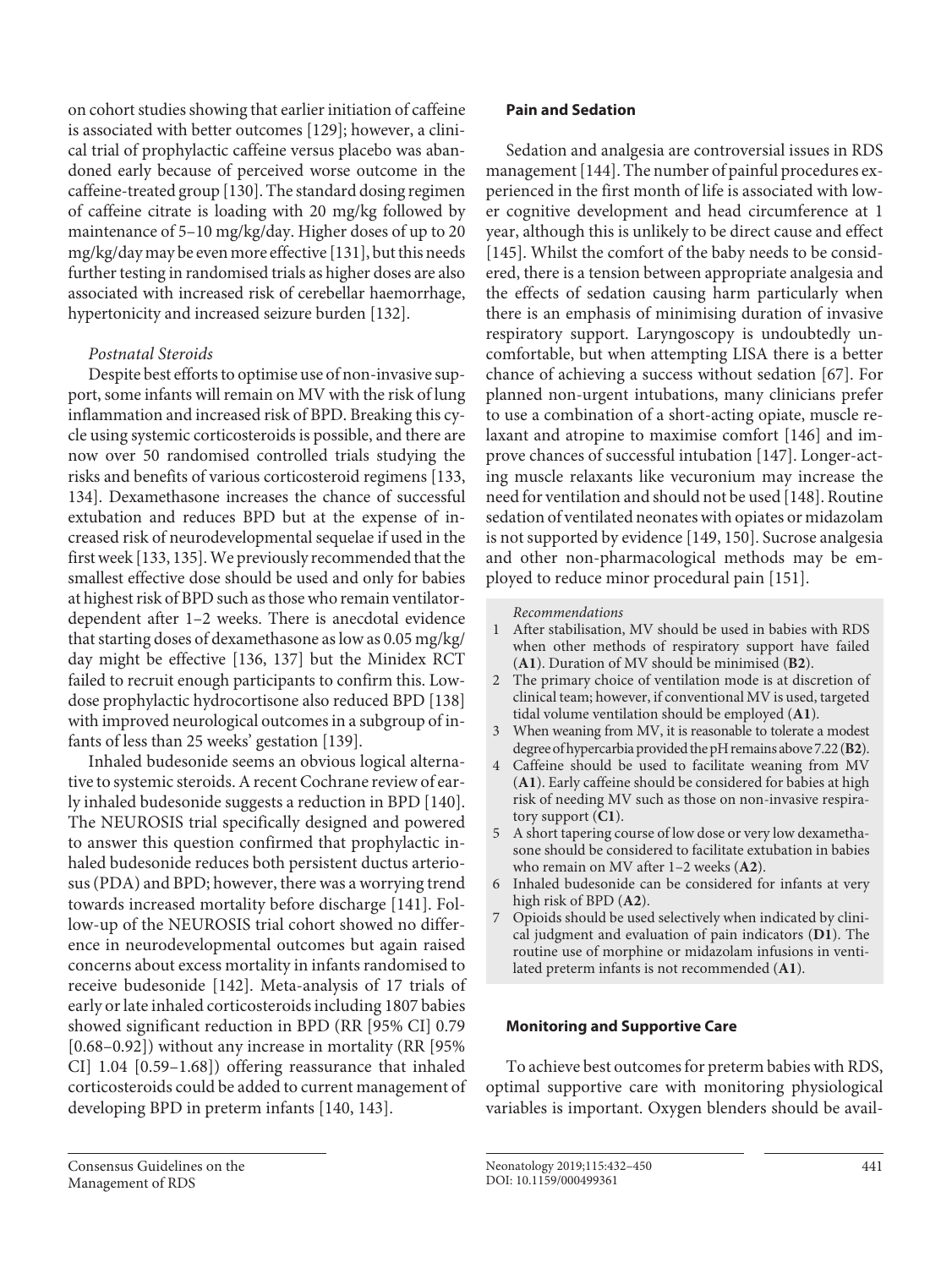on cohort studies showing that earlier initiation of caffeine is associated with better outcomes [129]; however, a clinical trial of prophylactic caffeine versus placebo was abandoned early because of perceived worse outcome in the caffeine-treated group [130]. The standard dosing regimen of caffeine citrate is loading with 20 mg/kg followed by maintenance of 5–10 mg/kg/day. Higher doses of up to 20 mg/kg/day may be even more effective [131], but this needs further testing in randomised trials as higher doses are also associated with increased risk of cerebellar haemorrhage, hypertonicity and increased seizure burden [132].

*Postnatal Steroids*

Despite best efforts to optimise use of non-invasive support, some infants will remain on MV with the risk of lung inflammation and increased risk of BPD. Breaking this cycle using systemic corticosteroids is possible, and there are now over 50 randomised controlled trials studying the risks and benefits of various corticosteroid regimens [133, 134]. Dexamethasone increases the chance of successful extubation and reduces BPD but at the expense of increased risk of neurodevelopmental sequelae if used in the first week [133, 135]. We previously recommended that the smallest effective dose should be used and only for babies at highest risk of BPD such as those who remain ventilator-dependent after 1–2 weeks. There is anecdotal evidence that starting doses of dexamethasone as low as 0.05 mg/kg/day might be effective [136, 137] but the Minidex RCT failed to recruit enough participants to confirm this. Low-dose prophylactic hydrocortisone also reduced BPD [138] with improved neurological outcomes in a subgroup of infants of less than 25 weeks' gestation [139].

Inhaled budesonide seems an obvious logical alternative to systemic steroids. A recent Cochrane review of early inhaled budesonide suggests a reduction in BPD [140]. The NEUROSIS trial specifically designed and powered to answer this question confirmed that prophylactic inhaled budesonide reduces both persistent ductus arteriosus (PDA) and BPD; however, there was a worrying trend towards increased mortality before discharge [141]. Follow-up of the NEUROSIS trial cohort showed no difference in neurodevelopmental outcomes but again raised concerns about excess mortality in infants randomised to receive budesonide [142]. Meta-analysis of 17 trials of early or late inhaled corticosteroids including 1807 babies showed significant reduction in BPD (RR [95% CI] 0.79 [0.68–0.92]) without any increase in mortality (RR [95% CI] 1.04 [0.59–1.68]) offering reassurance that inhaled corticosteroids could be added to current management of developing BPD in preterm infants [140, 143].

### Pain and Sedation

Sedation and analgesia are controversial issues in RDS management [144]. The number of painful procedures experienced in the first month of life is associated with lower cognitive development and head circumference at 1 year, although this is unlikely to be direct cause and effect [145]. Whilst the comfort of the baby needs to be considered, there is a tension between appropriate analgesia and the effects of sedation causing harm particularly when there is an emphasis of minimising duration of invasive respiratory support. Laryngoscopy is undoubtedly uncomfortable, but when attempting LISA there is a better chance of achieving a success without sedation [67]. For planned non-urgent intubations, many clinicians prefer to use a combination of a short-acting opiate, muscle relaxant and atropine to maximise comfort [146] and improve chances of successful intubation [147]. Longer-acting muscle relaxants like vecuronium may increase the need for ventilation and should not be used [148]. Routine sedation of ventilated neonates with opiates or midazolam is not supported by evidence [149, 150]. Sucrose analgesia and other non-pharmacological methods may be employed to reduce minor procedural pain [151].

*Recommendations*

1. After stabilisation, MV should be used in babies with RDS when other methods of respiratory support have failed (**A1**). Duration of MV should be minimised (**B2**).
2. The primary choice of ventilation mode is at discretion of clinical team; however, if conventional MV is used, targeted tidal volume ventilation should be employed (**A1**).
3. When weaning from MV, it is reasonable to tolerate a modest degree of hypercarbia provided the pH remains above 7.22 (**B2**).
4. Caffeine should be used to facilitate weaning from MV (**A1**). Early caffeine should be considered for babies at high risk of needing MV such as those on non-invasive respiratory support (**C1**).
5. A short tapering course of low dose or very low dexamethasone should be considered to facilitate extubation in babies who remain on MV after 1–2 weeks (**A2**).
6. Inhaled budesonide can be considered for infants at very high risk of BPD (**A2**).
7. Opioids should be used selectively when indicated by clinical judgment and evaluation of pain indicators (**D1**). The routine use of morphine or midazolam infusions in ventilated preterm infants is not recommended (**A1**).

### Monitoring and Supportive Care

To achieve best outcomes for preterm babies with RDS, optimal supportive care with monitoring physiological variables is important. Oxygen blenders should be avail-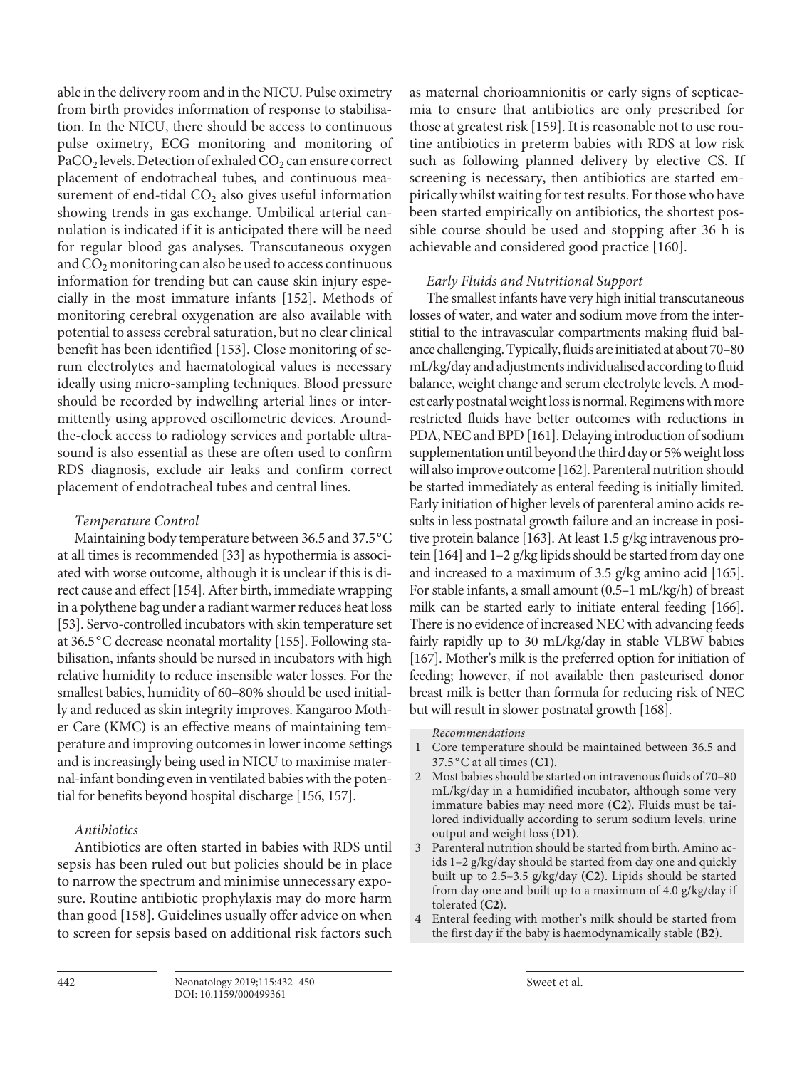able in the delivery room and in the NICU. Pulse oximetry from birth provides information of response to stabilisation. In the NICU, there should be access to continuous pulse oximetry, ECG monitoring and monitoring of $PaCO_2$ levels. Detection of exhaled $CO_2$ can ensure correct placement of endotracheal tubes, and continuous measurement of end-tidal $CO_2$ also gives useful information showing trends in gas exchange. Umbilical arterial cannulation is indicated if it is anticipated there will be need for regular blood gas analyses. Transcutaneous oxygen and $CO_2$ monitoring can also be used to access continuous information for trending but can cause skin injury especially in the most immature infants [152]. Methods of monitoring cerebral oxygenation are also available with potential to assess cerebral saturation, but no clear clinical benefit has been identified [153]. Close monitoring of serum electrolytes and haematological values is necessary ideally using micro-sampling techniques. Blood pressure should be recorded by indwelling arterial lines or intermittently using approved oscillometric devices. Around-the-clock access to radiology services and portable ultrasound is also essential as these are often used to confirm RDS diagnosis, exclude air leaks and confirm correct placement of endotracheal tubes and central lines.

*Temperature Control*

Maintaining body temperature between 36.5 and 37.5 °C at all times is recommended [33] as hypothermia is associated with worse outcome, although it is unclear if this is direct cause and effect [154]. After birth, immediate wrapping in a polythene bag under a radiant warmer reduces heat loss [53]. Servo-controlled incubators with skin temperature set at 36.5 °C decrease neonatal mortality [155]. Following stabilisation, infants should be nursed in incubators with high relative humidity to reduce insensible water losses. For the smallest babies, humidity of 60–80% should be used initially and reduced as skin integrity improves. Kangaroo Mother Care (KMC) is an effective means of maintaining temperature and improving outcomes in lower income settings and is increasingly being used in NICU to maximise maternal-infant bonding even in ventilated babies with the potential for benefits beyond hospital discharge [156, 157].

*Antibiotics*

Antibiotics are often started in babies with RDS until sepsis has been ruled out but policies should be in place to narrow the spectrum and minimise unnecessary exposure. Routine antibiotic prophylaxis may do more harm than good [158]. Guidelines usually offer advice on when to screen for sepsis based on additional risk factors such as maternal chorioamnionitis or early signs of septicaemia to ensure that antibiotics are only prescribed for those at greatest risk [159]. It is reasonable not to use routine antibiotics in preterm babies with RDS at low risk such as following planned delivery by elective CS. If screening is necessary, then antibiotics are started empirically whilst waiting for test results. For those who have been started empirically on antibiotics, the shortest possible course should be used and stopping after 36 h is achievable and considered good practice [160].

*Early Fluids and Nutritional Support*

The smallest infants have very high initial transcutaneous losses of water, and water and sodium move from the interstitial to the intravascular compartments making fluid balance challenging. Typically, fluids are initiated at about 70–80 mL/kg/day and adjustments individualised according to fluid balance, weight change and serum electrolyte levels. A modest early postnatal weight loss is normal. Regimens with more restricted fluids have better outcomes with reductions in PDA, NEC and BPD [161]. Delaying introduction of sodium supplementation until beyond the third day or 5% weight loss will also improve outcome [162]. Parenteral nutrition should be started immediately as enteral feeding is initially limited. Early initiation of higher levels of parenteral amino acids results in less postnatal growth failure and an increase in positive protein balance [163]. At least 1.5 g/kg intravenous protein [164] and 1–2 g/kg lipids should be started from day one and increased to a maximum of 3.5 g/kg amino acid [165]. For stable infants, a small amount (0.5–1 mL/kg/h) of breast milk can be started early to initiate enteral feeding [166]. There is no evidence of increased NEC with advancing feeds fairly rapidly up to 30 mL/kg/day in stable VLBW babies [167]. Mother's milk is the preferred option for initiation of feeding; however, if not available then pasteurised donor breast milk is better than formula for reducing risk of NEC but will result in slower postnatal growth [168].

*Recommendations*

1. Core temperature should be maintained between 36.5 and 37.5 °C at all times (**C1**).
2. Most babies should be started on intravenous fluids of 70–80 mL/kg/day in a humidified incubator, although some very immature babies may need more (**C2**). Fluids must be tailored individually according to serum sodium levels, urine output and weight loss (**D1**).
3. Parenteral nutrition should be started from birth. Amino acids 1–2 g/kg/day should be started from day one and quickly built up to 2.5–3.5 g/kg/day (**C2**). Lipids should be started from day one and built up to a maximum of 4.0 g/kg/day if tolerated (**C2**).
4. Enteral feeding with mother's milk should be started from the first day if the baby is haemodynamically stable (**B2**).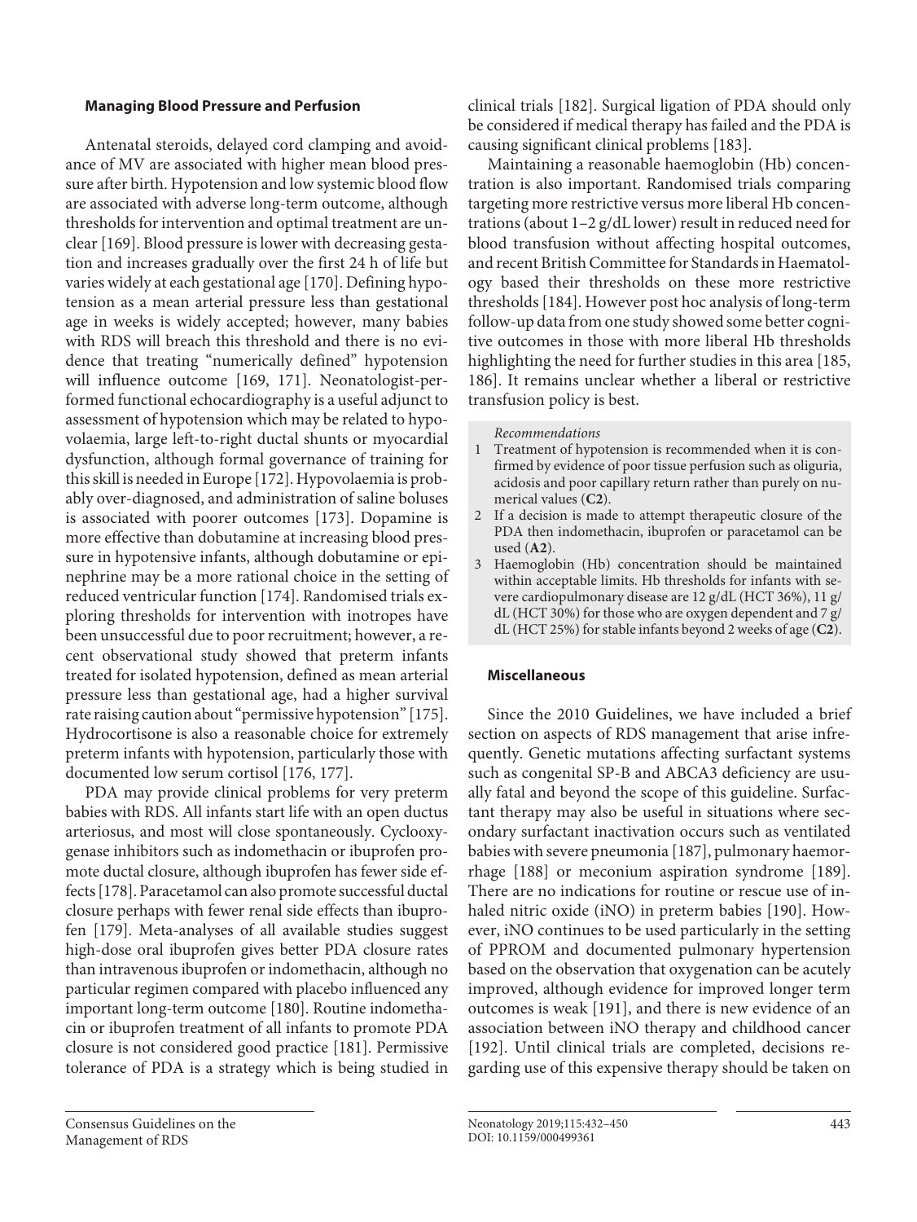### Managing Blood Pressure and Perfusion

Antenatal steroids, delayed cord clamping and avoidance of MV are associated with higher mean blood pressure after birth. Hypotension and low systemic blood flow are associated with adverse long-term outcome, although thresholds for intervention and optimal treatment are unclear [169]. Blood pressure is lower with decreasing gestation and increases gradually over the first 24 h of life but varies widely at each gestational age [170]. Defining hypotension as a mean arterial pressure less than gestational age in weeks is widely accepted; however, many babies with RDS will breach this threshold and there is no evidence that treating "numerically defined" hypotension will influence outcome [169, 171]. Neonatologist-performed functional echocardiography is a useful adjunct to assessment of hypotension which may be related to hypovolaemia, large left-to-right ductal shunts or myocardial dysfunction, although formal governance of training for this skill is needed in Europe [172]. Hypovolaemia is probably over-diagnosed, and administration of saline boluses is associated with poorer outcomes [173]. Dopamine is more effective than dobutamine at increasing blood pressure in hypotensive infants, although dobutamine or epinephrine may be a more rational choice in the setting of reduced ventricular function [174]. Randomised trials exploring thresholds for intervention with inotropes have been unsuccessful due to poor recruitment; however, a recent observational study showed that preterm infants treated for isolated hypotension, defined as mean arterial pressure less than gestational age, had a higher survival rate raising caution about "permissive hypotension" [175]. Hydrocortisone is also a reasonable choice for extremely preterm infants with hypotension, particularly those with documented low serum cortisol [176, 177].

PDA may provide clinical problems for very preterm babies with RDS. All infants start life with an open ductus arteriosus, and most will close spontaneously. Cyclooxygenase inhibitors such as indomethacin or ibuprofen promote ductal closure, although ibuprofen has fewer side effects [178]. Paracetamol can also promote successful ductal closure perhaps with fewer renal side effects than ibuprofen [179]. Meta-analyses of all available studies suggest high-dose oral ibuprofen gives better PDA closure rates than intravenous ibuprofen or indomethacin, although no particular regimen compared with placebo influenced any important long-term outcome [180]. Routine indomethacin or ibuprofen treatment of all infants to promote PDA closure is not considered good practice [181]. Permissive tolerance of PDA is a strategy which is being studied in clinical trials [182]. Surgical ligation of PDA should only be considered if medical therapy has failed and the PDA is causing significant clinical problems [183].

Maintaining a reasonable haemoglobin (Hb) concentration is also important. Randomised trials comparing targeting more restrictive versus more liberal Hb concentrations (about 1–2 g/dL lower) result in reduced need for blood transfusion without affecting hospital outcomes, and recent British Committee for Standards in Haematology based their thresholds on these more restrictive thresholds [184]. However post hoc analysis of long-term follow-up data from one study showed some better cognitive outcomes in those with more liberal Hb thresholds highlighting the need for further studies in this area [185, 186]. It remains unclear whether a liberal or restrictive transfusion policy is best.

*Recommendations*

1. Treatment of hypotension is recommended when it is confirmed by evidence of poor tissue perfusion such as oliguria, acidosis and poor capillary return rather than purely on numerical values (**C2**).
2. If a decision is made to attempt therapeutic closure of the PDA then indomethacin, ibuprofen or paracetamol can be used (**A2**).
3. Haemoglobin (Hb) concentration should be maintained within acceptable limits. Hb thresholds for infants with severe cardiopulmonary disease are 12 g/dL (HCT 36%), 11 g/dL (HCT 30%) for those who are oxygen dependent and 7 g/dL (HCT 25%) for stable infants beyond 2 weeks of age (**C2**).

### Miscellaneous

Since the 2010 Guidelines, we have included a brief section on aspects of RDS management that arise infrequently. Genetic mutations affecting surfactant systems such as congenital SP-B and ABCA3 deficiency are usually fatal and beyond the scope of this guideline. Surfactant therapy may also be useful in situations where secondary surfactant inactivation occurs such as ventilated babies with severe pneumonia [187], pulmonary haemorrhage [188] or meconium aspiration syndrome [189]. There are no indications for routine or rescue use of inhaled nitric oxide (iNO) in preterm babies [190]. However, iNO continues to be used particularly in the setting of PPROM and documented pulmonary hypertension based on the observation that oxygenation can be acutely improved, although evidence for improved longer term outcomes is weak [191], and there is new evidence of an association between iNO therapy and childhood cancer [192]. Until clinical trials are completed, decisions regarding use of this expensive therapy should be taken on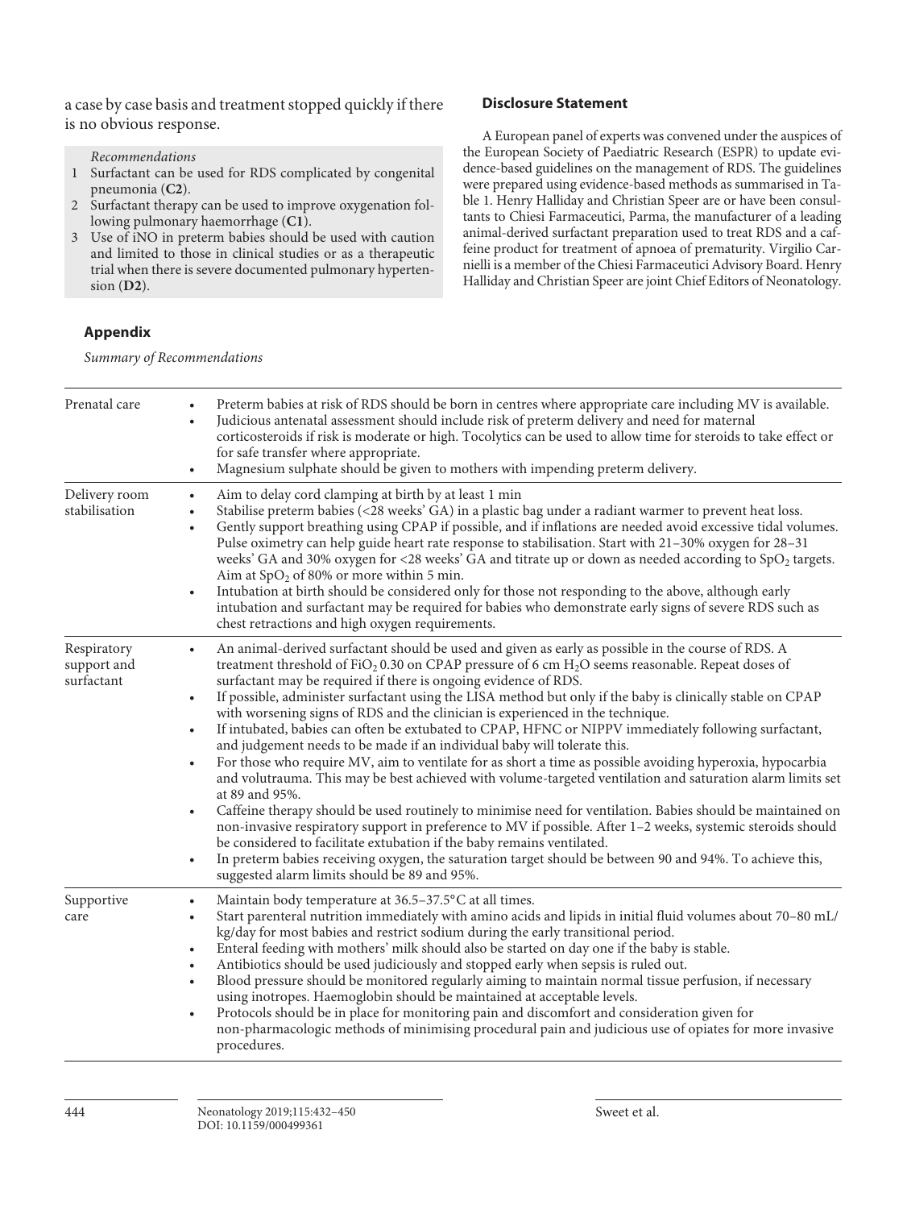a case by case basis and treatment stopped quickly if there is no obvious response.

*Recommendations*

1. Surfactant can be used for RDS complicated by congenital pneumonia (**C2**).
2. Surfactant therapy can be used to improve oxygenation following pulmonary haemorrhage (**C1**).
3. Use of iNO in preterm babies should be used with caution and limited to those in clinical studies or as a therapeutic trial when there is severe documented pulmonary hypertension (**D2**).

## Disclosure Statement

A European panel of experts was convened under the auspices of the European Society of Paediatric Research (ESPR) to update evidence-based guidelines on the management of RDS. The guidelines were prepared using evidence-based methods as summarised in Table 1. Henry Halliday and Christian Speer are or have been consultants to Chiesi Farmaceutici, Parma, the manufacturer of a leading animal-derived surfactant preparation used to treat RDS and a caffeine product for treatment of apnoea of prematurity. Virgilio Carnielli is a member of the Chiesi Farmaceutici Advisory Board. Henry Halliday and Christian Speer are joint Chief Editors of Neonatology.

## Appendix

*Summary of Recommendations*

| | |
|---|---|
| Prenatal care | • Preterm babies at risk of RDS should be born in centres where appropriate care including MV is available.<br>• Judicious antenatal assessment should include risk of preterm delivery and need for maternal corticosteroids if risk is moderate or high. Tocolytics can be used to allow time for steroids to take effect or for safe transfer where appropriate.<br>• Magnesium sulphate should be given to mothers with impending preterm delivery. |
| Delivery room stabilisation | • Aim to delay cord clamping at birth by at least 1 min<br>• Stabilise preterm babies (<28 weeks' GA) in a plastic bag under a radiant warmer to prevent heat loss.<br>• Gently support breathing using CPAP if possible, and if inflations are needed avoid excessive tidal volumes. Pulse oximetry can help guide heart rate response to stabilisation. Start with 21–30% oxygen for 28–31 weeks' GA and 30% oxygen for <28 weeks' GA and titrate up or down as needed according to $SpO_2$ targets. Aim at $SpO_2$ of 80% or more within 5 min.<br>• Intubation at birth should be considered only for those not responding to the above, although early intubation and surfactant may be required for babies who demonstrate early signs of severe RDS such as chest retractions and high oxygen requirements. |
| Respiratory support and surfactant | • An animal-derived surfactant should be used and given as early as possible in the course of RDS. A treatment threshold of $FiO_2$ 0.30 on CPAP pressure of 6 cm $H_2O$ seems reasonable. Repeat doses of surfactant may be required if there is ongoing evidence of RDS.<br>• If possible, administer surfactant using the LISA method but only if the baby is clinically stable on CPAP with worsening signs of RDS and the clinician is experienced in the technique.<br>• If intubated, babies can often be extubated to CPAP, HFNC or NIPPV immediately following surfactant, and judgement needs to be made if an individual baby will tolerate this.<br>• For those who require MV, aim to ventilate for as short a time as possible avoiding hyperoxia, hypocarbia and volutrauma. This may be best achieved with volume-targeted ventilation and saturation alarm limits set at 89 and 95%.<br>• Caffeine therapy should be used routinely to minimise need for ventilation. Babies should be maintained on non-invasive respiratory support in preference to MV if possible. After 1–2 weeks, systemic steroids should be considered to facilitate extubation if the baby remains ventilated.<br>• In preterm babies receiving oxygen, the saturation target should be between 90 and 94%. To achieve this, suggested alarm limits should be 89 and 95%. |
| Supportive care | • Maintain body temperature at 36.5–37.5°C at all times.<br>• Start parenteral nutrition immediately with amino acids and lipids in initial fluid volumes about 70–80 mL/kg/day for most babies and restrict sodium during the early transitional period.<br>• Enteral feeding with mothers' milk should also be started on day one if the baby is stable.<br>• Antibiotics should be used judiciously and stopped early when sepsis is ruled out.<br>• Blood pressure should be monitored regularly aiming to maintain normal tissue perfusion, if necessary using inotropes. Haemoglobin should be maintained at acceptable levels.<br>• Protocols should be in place for monitoring pain and discomfort and consideration given for non-pharmacologic methods of minimising procedural pain and judicious use of opiates for more invasive procedures. |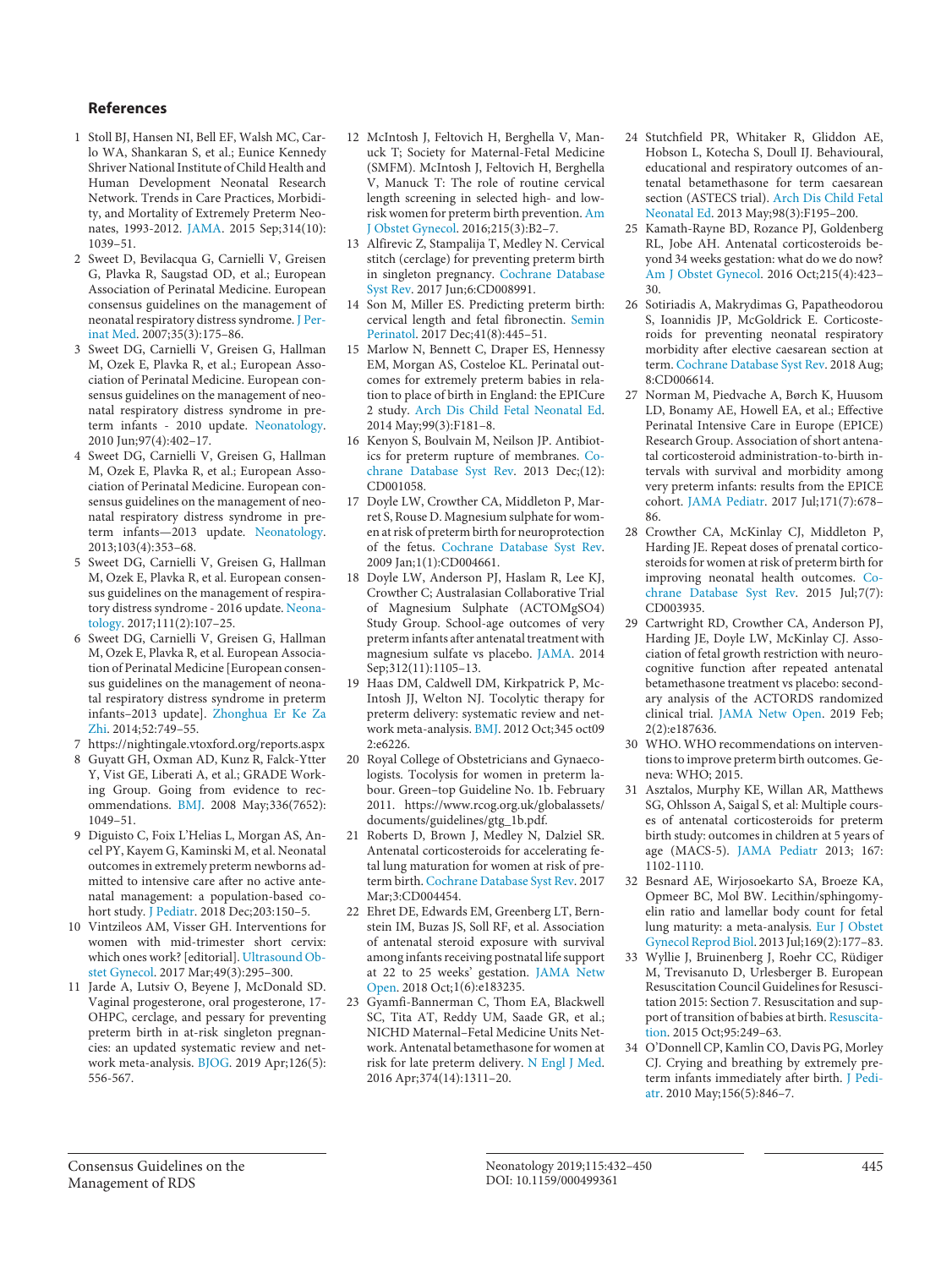## References

1 Stoll BJ, Hansen NI, Bell EF, Walsh MC, Carlo WA, Shankaran S, et al.; Eunice Kennedy Shriver National Institute of Child Health and Human Development Neonatal Research Network. Trends in Care Practices, Morbidity, and Mortality of Extremely Preterm Neonates, 1993-2012. JAMA. 2015 Sep;314(10):1039–51.

2 Sweet D, Bevilacqua G, Carnielli V, Greisen G, Plavka R, Saugstad OD, et al.; European Association of Perinatal Medicine. European consensus guidelines on the management of neonatal respiratory distress syndrome. J Perinat Med. 2007;35(3):175–86.

3 Sweet DG, Carnielli V, Greisen G, Hallman M, Ozek E, Plavka R, et al.; European Association of Perinatal Medicine. European consensus guidelines on the management of neonatal respiratory distress syndrome in preterm infants - 2010 update. Neonatology. 2010 Jun;97(4):402–17.

4 Sweet DG, Carnielli V, Greisen G, Hallman M, Ozek E, Plavka R, et al.; European Association of Perinatal Medicine. European consensus guidelines on the management of neonatal respiratory distress syndrome in preterm infants—2013 update. Neonatology. 2013;103(4):353–68.

5 Sweet DG, Carnielli V, Greisen G, Hallman M, Ozek E, Plavka R, et al. European consensus guidelines on the management of respiratory distress syndrome - 2016 update. Neonatology. 2017;111(2):107–25.

6 Sweet DG, Carnielli V, Greisen G, Hallman M, Ozek E, Plavka R, et al. European Association of Perinatal Medicine [European consensus guidelines on the management of neonatal respiratory distress syndrome in preterm infants–2013 update]. Zhonghua Er Ke Za Zhi. 2014;52:749–55.

7 https://nightingale.vtoxford.org/reports.aspx

8 Guyatt GH, Oxman AD, Kunz R, Falck-Ytter Y, Vist GE, Liberati A, et al.; GRADE Working Group. Going from evidence to recommendations. BMJ. 2008 May;336(7652):1049–51.

9 Diguisto C, Foix L'Helias L, Morgan AS, Ancel PY, Kayem G, Kaminski M, et al. Neonatal outcomes in extremely preterm newborns admitted to intensive care after no active antenatal management: a population-based cohort study. J Pediatr. 2018 Dec;203:150–5.

10 Vintzileos AM, Visser GH. Interventions for women with mid-trimester short cervix: which ones work? [editorial]. Ultrasound Obstet Gynecol. 2017 Mar;49(3):295–300.

11 Jarde A, Lutsiv O, Beyene J, McDonald SD. Vaginal progesterone, oral progesterone, 17-OHPC, cerclage, and pessary for preventing preterm birth in at-risk singleton pregnancies: an updated systematic review and network meta-analysis. BJOG. 2019 Apr;126(5):556-567.

12 McIntosh J, Feltovich H, Berghella V, Manuck T; Society for Maternal-Fetal Medicine (SMFM). McIntosh J, Feltovich H, Berghella V, Manuck T: The role of routine cervical length screening in selected high- and low-risk women for preterm birth prevention. Am J Obstet Gynecol. 2016;215(3):B2–7.

13 Alfirevic Z, Stampalija T, Medley N. Cervical stitch (cerclage) for preventing preterm birth in singleton pregnancy. Cochrane Database Syst Rev. 2017 Jun;6:CD008991.

14 Son M, Miller ES. Predicting preterm birth: cervical length and fetal fibronectin. Semin Perinatol. 2017 Dec;41(8):445–51.

15 Marlow N, Bennett C, Draper ES, Hennessy EM, Morgan AS, Costeloe KL. Perinatal outcomes for extremely preterm babies in relation to place of birth in England: the EPICure 2 study. Arch Dis Child Fetal Neonatal Ed. 2014 May;99(3):F181–8.

16 Kenyon S, Boulvain M, Neilson JP. Antibiotics for preterm rupture of membranes. Cochrane Database Syst Rev. 2013 Dec;(12):CD001058.

17 Doyle LW, Crowther CA, Middleton P, Marret S, Rouse D. Magnesium sulphate for women at risk of preterm birth for neuroprotection of the fetus. Cochrane Database Syst Rev. 2009 Jan;1(1):CD004661.

18 Doyle LW, Anderson PJ, Haslam R, Lee KJ, Crowther C; Australasian Collaborative Trial of Magnesium Sulphate (ACTOMgSO4) Study Group. School-age outcomes of very preterm infants after antenatal treatment with magnesium sulfate vs placebo. JAMA. 2014 Sep;312(11):1105–13.

19 Haas DM, Caldwell DM, Kirkpatrick P, McIntosh JJ, Welton NJ. Tocolytic therapy for preterm delivery: systematic review and network meta-analysis. BMJ. 2012 Oct;345 oct09 2:e6226.

20 Royal College of Obstetricians and Gynaecologists. Tocolysis for women in preterm labour. Green–top Guideline No. 1b. February 2011. https://www.rcog.org.uk/globalassets/documents/guidelines/gtg_1b.pdf.

21 Roberts D, Brown J, Medley N, Dalziel SR. Antenatal corticosteroids for accelerating fetal lung maturation for women at risk of preterm birth. Cochrane Database Syst Rev. 2017 Mar;3:CD004454.

22 Ehret DE, Edwards EM, Greenberg LT, Bernstein IM, Buzas JS, Soll RF, et al. Association of antenatal steroid exposure with survival among infants receiving postnatal life support at 22 to 25 weeks' gestation. JAMA Netw Open. 2018 Oct;1(6):e183235.

23 Gyamfi-Bannerman C, Thom EA, Blackwell SC, Tita AT, Reddy UM, Saade GR, et al.; NICHD Maternal–Fetal Medicine Units Network. Antenatal betamethasone for women at risk for late preterm delivery. N Engl J Med. 2016 Apr;374(14):1311–20.

24 Stutchfield PR, Whitaker R, Gliddon AE, Hobson L, Kotecha S, Doull IJ. Behavioural, educational and respiratory outcomes of antenatal betamethasone for term caesarean section (ASTECS trial). Arch Dis Child Fetal Neonatal Ed. 2013 May;98(3):F195–200.

25 Kamath-Rayne BD, Rozance PJ, Goldenberg RL, Jobe AH. Antenatal corticosteroids beyond 34 weeks gestation: what do we do now? Am J Obstet Gynecol. 2016 Oct;215(4):423–30.

26 Sotiriadis A, Makrydimas G, Papatheodorou S, Ioannidis JP, McGoldrick E. Corticosteroids for preventing neonatal respiratory morbidity after elective caesarean section at term. Cochrane Database Syst Rev. 2018 Aug;8:CD006614.

27 Norman M, Piedvache A, Børch K, Huusom LD, Bonamy AE, Howell EA, et al.; Effective Perinatal Intensive Care in Europe (EPICE) Research Group. Association of short antenatal corticosteroid administration-to-birth intervals with survival and morbidity among very preterm infants: results from the EPICE cohort. JAMA Pediatr. 2017 Jul;171(7):678–86.

28 Crowther CA, McKinlay CJ, Middleton P, Harding JE. Repeat doses of prenatal corticosteroids for women at risk of preterm birth for improving neonatal health outcomes. Cochrane Database Syst Rev. 2015 Jul;7(7):CD003935.

29 Cartwright RD, Crowther CA, Anderson PJ, Harding JE, Doyle LW, McKinlay CJ. Association of fetal growth restriction with neurocognitive function after repeated antenatal betamethasone treatment vs placebo: secondary analysis of the ACTORDS randomized clinical trial. JAMA Netw Open. 2019 Feb;2(2):e187636.

30 WHO. WHO recommendations on interventions to improve preterm birth outcomes. Geneva: WHO; 2015.

31 Asztalos, Murphy KE, Willan AR, Matthews SG, Ohlsson A, Saigal S, et al: Multiple courses of antenatal corticosteroids for preterm birth study: outcomes in children at 5 years of age (MACS-5). JAMA Pediatr 2013; 167:1102-1110.

32 Besnard AE, Wirjosoekarto SA, Broeze KA, Opmeer BC, Mol BW. Lecithin/sphingomyelin ratio and lamellar body count for fetal lung maturity: a meta-analysis. Eur J Obstet Gynecol Reprod Biol. 2013 Jul;169(2):177–83.

33 Wyllie J, Bruinenberg J, Roehr CC, Rüdiger M, Trevisanuto D, Urlesberger B. European Resuscitation Council Guidelines for Resuscitation 2015: Section 7. Resuscitation and support of transition of babies at birth. Resuscitation. 2015 Oct;95:249–63.

34 O'Donnell CP, Kamlin CO, Davis PG, Morley CJ. Crying and breathing by extremely preterm infants immediately after birth. J Pediatr. 2010 May;156(5):846–7.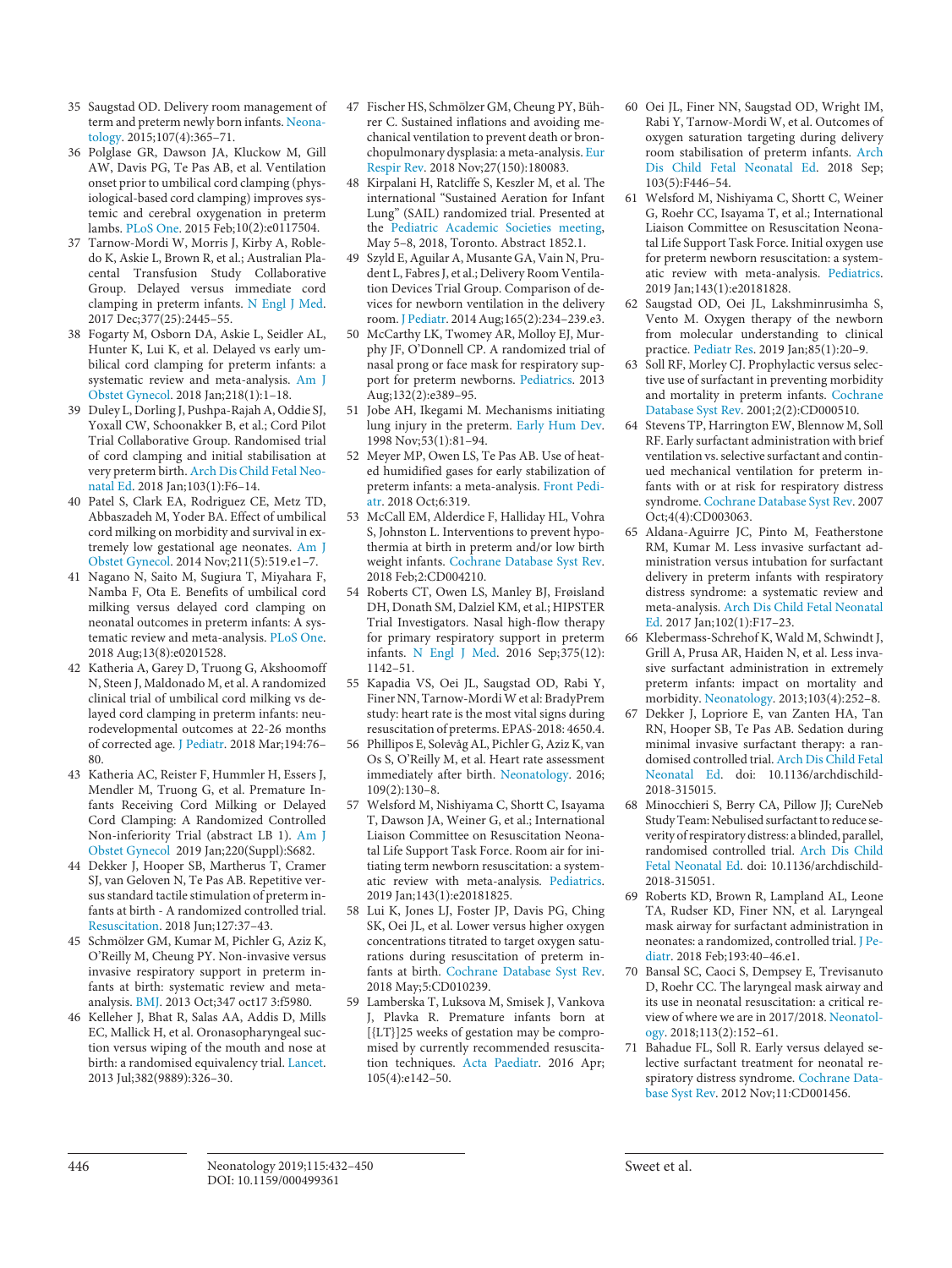35 Saugstad OD. Delivery room management of term and preterm newly born infants. Neonatology. 2015;107(4):365–71.

36 Polglase GR, Dawson JA, Kluckow M, Gill AW, Davis PG, Te Pas AB, et al. Ventilation onset prior to umbilical cord clamping (physiological-based cord clamping) improves systemic and cerebral oxygenation in preterm lambs. PLoS One. 2015 Feb;10(2):e0117504.

37 Tarnow-Mordi W, Morris J, Kirby A, Robledo K, Askie L, Brown R, et al.; Australian Placental Transfusion Study Collaborative Group. Delayed versus immediate cord clamping in preterm infants. N Engl J Med. 2017 Dec;377(25):2445–55.

38 Fogarty M, Osborn DA, Askie L, Seidler AL, Hunter K, Lui K, et al. Delayed vs early umbilical cord clamping for preterm infants: a systematic review and meta-analysis. Am J Obstet Gynecol. 2018 Jan;218(1):1–18.

39 Duley L, Dorling J, Pushpa-Rajah A, Oddie SJ, Yoxall CW, Schoonakker B, et al.; Cord Pilot Trial Collaborative Group. Randomised trial of cord clamping and initial stabilisation at very preterm birth. Arch Dis Child Fetal Neonatal Ed. 2018 Jan;103(1):F6–14.

40 Patel S, Clark EA, Rodriguez CE, Metz TD, Abbaszadeh M, Yoder BA. Effect of umbilical cord milking on morbidity and survival in extremely low gestational age neonates. Am J Obstet Gynecol. 2014 Nov;211(5):519.e1–7.

41 Nagano N, Saito M, Sugiura T, Miyahara F, Namba F, Ota E. Benefits of umbilical cord milking versus delayed cord clamping on neonatal outcomes in preterm infants: A systematic review and meta-analysis. PLoS One. 2018 Aug;13(8):e0201528.

42 Katheria A, Garey D, Truong G, Akshoomoff N, Steen J, Maldonado M, et al. A randomized clinical trial of umbilical cord milking vs delayed cord clamping in preterm infants: neurodevelopmental outcomes at 22-26 months of corrected age. J Pediatr. 2018 Mar;194:76–80.

43 Katheria AC, Reister F, Hummler H, Essers J, Mendler M, Truong G, et al. Premature Infants Receiving Cord Milking or Delayed Cord Clamping: A Randomized Controlled Non-inferiority Trial (abstract LB 1). Am J Obstet Gynecol 2019 Jan;220(Suppl):S682.

44 Dekker J, Hooper SB, Martherus T, Cramer SJ, van Geloven N, Te Pas AB. Repetitive versus standard tactile stimulation of preterm infants at birth - A randomized controlled trial. Resuscitation. 2018 Jun;127:37–43.

45 Schmölzer GM, Kumar M, Pichler G, Aziz K, O'Reilly M, Cheung PY. Non-invasive versus invasive respiratory support in preterm infants at birth: systematic review and meta-analysis. BMJ. 2013 Oct;347 oct17 3:f5980.

46 Kelleher J, Bhat R, Salas AA, Addis D, Mills EC, Mallick H, et al. Oronasopharyngeal suction versus wiping of the mouth and nose at birth: a randomised equivalency trial. Lancet. 2013 Jul;382(9889):326–30.

47 Fischer HS, Schmölzer GM, Cheung PY, Bührer C. Sustained inflations and avoiding mechanical ventilation to prevent death or bronchopulmonary dysplasia: a meta-analysis. Eur Respir Rev. 2018 Nov;27(150):180083.

48 Kirpalani H, Ratcliffe S, Keszler M, et al. The international "Sustained Aeration for Infant Lung" (SAIL) randomized trial. Presented at the Pediatric Academic Societies meeting, May 5–8, 2018, Toronto. Abstract 1852.1.

49 Szyld E, Aguilar A, Musante GA, Vain N, Prudent L, Fabres J, et al.; Delivery Room Ventilation Devices Trial Group. Comparison of devices for newborn ventilation in the delivery room. J Pediatr. 2014 Aug;165(2):234–239.e3.

50 McCarthy LK, Twomey AR, Molloy EJ, Murphy JF, O'Donnell CP. A randomized trial of nasal prong or face mask for respiratory support for preterm newborns. Pediatrics. 2013 Aug;132(2):e389–95.

51 Jobe AH, Ikegami M. Mechanisms initiating lung injury in the preterm. Early Hum Dev. 1998 Nov;53(1):81–94.

52 Meyer MP, Owen LS, Te Pas AB. Use of heated humidified gases for early stabilization of preterm infants: a meta-analysis. Front Pediatr. 2018 Oct;6:319.

53 McCall EM, Alderdice F, Halliday HL, Vohra S, Johnston L. Interventions to prevent hypothermia at birth in preterm and/or low birth weight infants. Cochrane Database Syst Rev. 2018 Feb;2:CD004210.

54 Roberts CT, Owen LS, Manley BJ, Frøisland DH, Donath SM, Dalziel KM, et al.; HIPSTER Trial Investigators. Nasal high-flow therapy for primary respiratory support in preterm infants. N Engl J Med. 2016 Sep;375(12):1142–51.

55 Kapadia VS, Oei JL, Saugstad OD, Rabi Y, Finer NN, Tarnow-Mordi W et al: BradyPrem study: heart rate is the most vital signs during resuscitation of preterms. EPAS-2018: 4650.4.

56 Phillipos E, Solevåg AL, Pichler G, Aziz K, van Os S, O'Reilly M, et al. Heart rate assessment immediately after birth. Neonatology. 2016;109(2):130–8.

57 Welsford M, Nishiyama C, Shortt C, Isayama T, Dawson JA, Weiner G, et al.; International Liaison Committee on Resuscitation Neonatal Life Support Task Force. Room air for initiating term newborn resuscitation: a systematic review with meta-analysis. Pediatrics. 2019 Jan;143(1):e20181825.

58 Lui K, Jones LJ, Foster JP, Davis PG, Ching SK, Oei JL, et al. Lower versus higher oxygen concentrations titrated to target oxygen saturations during resuscitation of preterm infants at birth. Cochrane Database Syst Rev. 2018 May;5:CD010239.

59 Lamberska T, Luksova M, Smisek J, Vankova J, Plavka R. Premature infants born at [{LT}]25 weeks of gestation may be compromised by currently recommended resuscitation techniques. Acta Paediatr. 2016 Apr;105(4):e142–50.

60 Oei JL, Finer NN, Saugstad OD, Wright IM, Rabi Y, Tarnow-Mordi W, et al. Outcomes of oxygen saturation targeting during delivery room stabilisation of preterm infants. Arch Dis Child Fetal Neonatal Ed. 2018 Sep;103(5):F446–54.

61 Welsford M, Nishiyama C, Shortt C, Weiner G, Roehr CC, Isayama T, et al.; International Liaison Committee on Resuscitation Neonatal Life Support Task Force. Initial oxygen use for preterm newborn resuscitation: a systematic review with meta-analysis. Pediatrics. 2019 Jan;143(1):e20181828.

62 Saugstad OD, Oei JL, Lakshminrusimha S, Vento M. Oxygen therapy of the newborn from molecular understanding to clinical practice. Pediatr Res. 2019 Jan;85(1):20–9.

63 Soll RF, Morley CJ. Prophylactic versus selective use of surfactant in preventing morbidity and mortality in preterm infants. Cochrane Database Syst Rev. 2001;2(2):CD000510.

64 Stevens TP, Harrington EW, Blennow M, Soll RF. Early surfactant administration with brief ventilation vs. selective surfactant and continued mechanical ventilation for preterm infants with or at risk for respiratory distress syndrome. Cochrane Database Syst Rev. 2007 Oct;4(4):CD003063.

65 Aldana-Aguirre JC, Pinto M, Featherstone RM, Kumar M. Less invasive surfactant administration versus intubation for surfactant delivery in preterm infants with respiratory distress syndrome: a systematic review and meta-analysis. Arch Dis Child Fetal Neonatal Ed. 2017 Jan;102(1):F17–23.

66 Klebermass-Schrehof K, Wald M, Schwindt J, Grill A, Prusa AR, Haiden N, et al. Less invasive surfactant administration in extremely preterm infants: impact on mortality and morbidity. Neonatology. 2013;103(4):252–8.

67 Dekker J, Lopriore E, van Zanten HA, Tan RN, Hooper SB, Te Pas AB. Sedation during minimal invasive surfactant therapy: a randomised controlled trial. Arch Dis Child Fetal Neonatal Ed. doi: 10.1136/archdischild-2018-315015.

68 Minocchieri S, Berry CA, Pillow JJ; CureNeb Study Team: Nebulised surfactant to reduce severity of respiratory distress: a blinded, parallel, randomised controlled trial. Arch Dis Child Fetal Neonatal Ed. doi: 10.1136/archdischild-2018-315051.

69 Roberts KD, Brown R, Lampland AL, Leone TA, Rudser KD, Finer NN, et al. Laryngeal mask airway for surfactant administration in neonates: a randomized, controlled trial. J Pediatr. 2018 Feb;193:40–46.e1.

70 Bansal SC, Caoci S, Dempsey E, Trevisanuto D, Roehr CC. The laryngeal mask airway and its use in neonatal resuscitation: a critical review of where we are in 2017/2018. Neonatology. 2018;113(2):152–61.

71 Bahadue FL, Soll R. Early versus delayed selective surfactant treatment for neonatal respiratory distress syndrome. Cochrane Database Syst Rev. 2012 Nov;11:CD001456.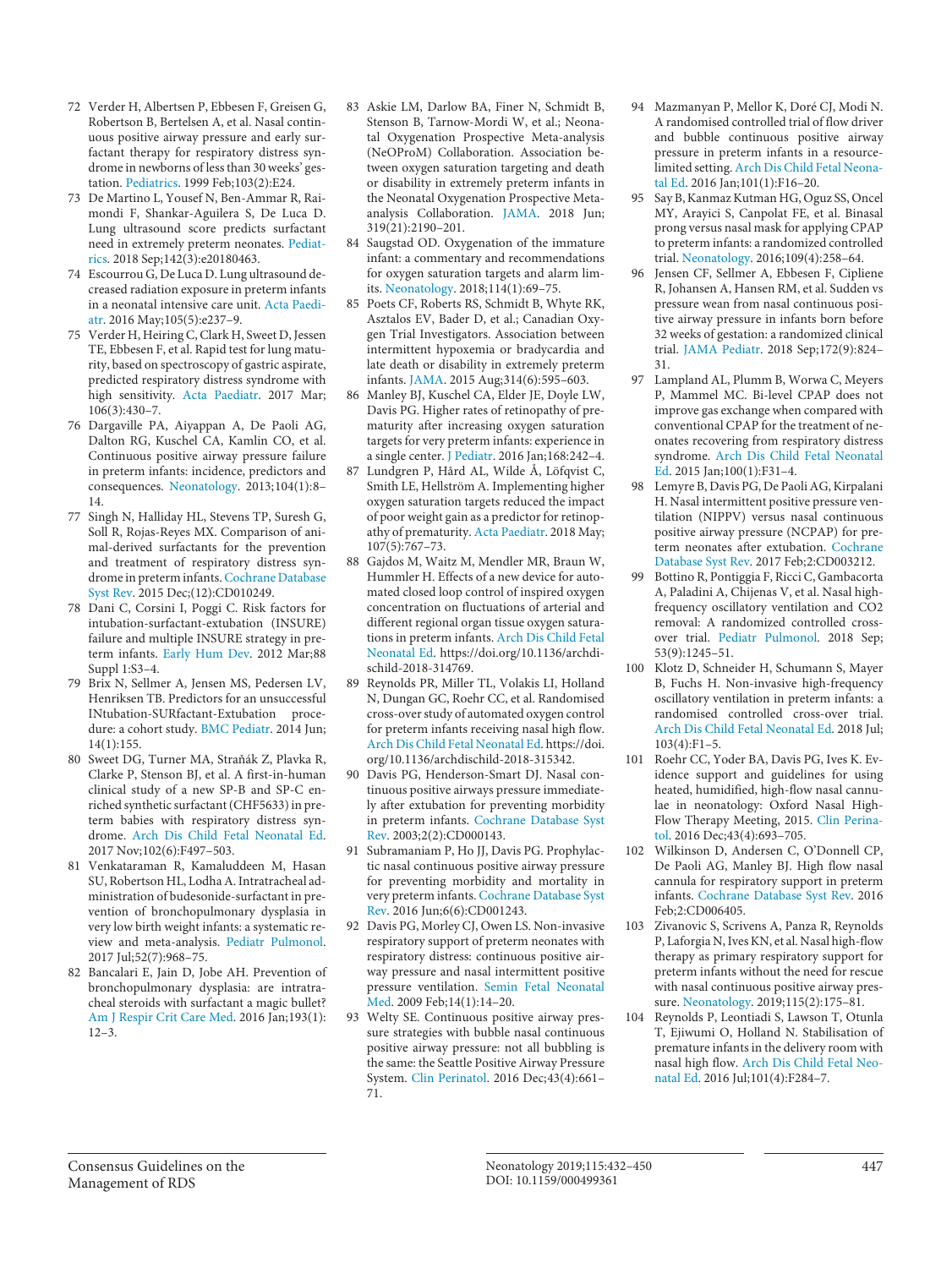72 Verder H, Albertsen P, Ebbesen F, Greisen G, Robertson B, Bertelsen A, et al. Nasal continuous positive airway pressure and early surfactant therapy for respiratory distress syndrome in newborns of less than 30 weeks' gestation. Pediatrics. 1999 Feb;103(2):E24.

73 De Martino L, Yousef N, Ben-Ammar R, Raimondi F, Shankar-Aguilera S, De Luca D. Lung ultrasound score predicts surfactant need in extremely preterm neonates. Pediatrics. 2018 Sep;142(3):e20180463.

74 Escourrou G, De Luca D. Lung ultrasound decreased radiation exposure in preterm infants in a neonatal intensive care unit. Acta Paediatr. 2016 May;105(5):e237–9.

75 Verder H, Heiring C, Clark H, Sweet D, Jessen TE, Ebbesen F, et al. Rapid test for lung maturity, based on spectroscopy of gastric aspirate, predicted respiratory distress syndrome with high sensitivity. Acta Paediatr. 2017 Mar; 106(3):430–7.

76 Dargaville PA, Aiyappan A, De Paoli AG, Dalton RG, Kuschel CA, Kamlin CO, et al. Continuous positive airway pressure failure in preterm infants: incidence, predictors and consequences. Neonatology. 2013;104(1):8–14.

77 Singh N, Halliday HL, Stevens TP, Suresh G, Soll R, Rojas-Reyes MX. Comparison of animal-derived surfactants for the prevention and treatment of respiratory distress syndrome in preterm infants. Cochrane Database Syst Rev. 2015 Dec;(12):CD010249.

78 Dani C, Corsini I, Poggi C. Risk factors for intubation-surfactant-extubation (INSURE) failure and multiple INSURE strategy in preterm infants. Early Hum Dev. 2012 Mar;88 Suppl 1:S3–4.

79 Brix N, Sellmer A, Jensen MS, Pedersen LV, Henriksen TB. Predictors for an unsuccessful INtubation-SURfactant-Extubation procedure: a cohort study. BMC Pediatr. 2014 Jun; 14(1):155.

80 Sweet DG, Turner MA, Straňák Z, Plavka R, Clarke P, Stenson BJ, et al. A first-in-human clinical study of a new SP-B and SP-C enriched synthetic surfactant (CHF5633) in preterm babies with respiratory distress syndrome. Arch Dis Child Fetal Neonatal Ed. 2017 Nov;102(6):F497–503.

81 Venkataraman R, Kamaluddeen M, Hasan SU, Robertson HL, Lodha A. Intratracheal administration of budesonide-surfactant in prevention of bronchopulmonary dysplasia in very low birth weight infants: a systematic review and meta-analysis. Pediatr Pulmonol. 2017 Jul;52(7):968–75.

82 Bancalari E, Jain D, Jobe AH. Prevention of bronchopulmonary dysplasia: are intratracheal steroids with surfactant a magic bullet? Am J Respir Crit Care Med. 2016 Jan;193(1): 12–3.

83 Askie LM, Darlow BA, Finer N, Schmidt B, Stenson B, Tarnow-Mordi W, et al.; Neonatal Oxygenation Prospective Meta-analysis (NeOProM) Collaboration. Association between oxygen saturation targeting and death or disability in extremely preterm infants in the Neonatal Oxygenation Prospective Meta-analysis Collaboration. JAMA. 2018 Jun; 319(21):2190–201.

84 Saugstad OD. Oxygenation of the immature infant: a commentary and recommendations for oxygen saturation targets and alarm limits. Neonatology. 2018;114(1):69–75.

85 Poets CF, Roberts RS, Schmidt B, Whyte RK, Asztalos EV, Bader D, et al.; Canadian Oxygen Trial Investigators. Association between intermittent hypoxemia or bradycardia and late death or disability in extremely preterm infants. JAMA. 2015 Aug;314(6):595–603.

86 Manley BJ, Kuschel CA, Elder JE, Doyle LW, Davis PG. Higher rates of retinopathy of prematurity after increasing oxygen saturation targets for very preterm infants: experience in a single center. J Pediatr. 2016 Jan;168:242–4.

87 Lundgren P, Hård AL, Wilde Å, Löfqvist C, Smith LE, Hellström A. Implementing higher oxygen saturation targets reduced the impact of poor weight gain as a predictor for retinopathy of prematurity. Acta Paediatr. 2018 May; 107(5):767–73.

88 Gajdos M, Waitz M, Mendler MR, Braun W, Hummler H. Effects of a new device for automated closed loop control of inspired oxygen concentration on fluctuations of arterial and different regional organ tissue oxygen saturations in preterm infants. Arch Dis Child Fetal Neonatal Ed. https://doi.org/10.1136/archdischild-2018-314769.

89 Reynolds PR, Miller TL, Volakis LI, Holland N, Dungan GC, Roehr CC, et al. Randomised cross-over study of automated oxygen control for preterm infants receiving nasal high flow. Arch Dis Child Fetal Neonatal Ed. https://doi.org/10.1136/archdischild-2018-315342.

90 Davis PG, Henderson-Smart DJ. Nasal continuous positive airways pressure immediately after extubation for preventing morbidity in preterm infants. Cochrane Database Syst Rev. 2003;2(2):CD000143.

91 Subramaniam P, Ho JJ, Davis PG. Prophylactic nasal continuous positive airway pressure for preventing morbidity and mortality in very preterm infants. Cochrane Database Syst Rev. 2016 Jun;6(6):CD001243.

92 Davis PG, Morley CJ, Owen LS. Non-invasive respiratory support of preterm neonates with respiratory distress: continuous positive airway pressure and nasal intermittent positive pressure ventilation. Semin Fetal Neonatal Med. 2009 Feb;14(1):14–20.

93 Welty SE. Continuous positive airway pressure strategies with bubble nasal continuous positive airway pressure: not all bubbling is the same: the Seattle Positive Airway Pressure System. Clin Perinatol. 2016 Dec;43(4):661–71.

94 Mazmanyan P, Mellor K, Doré CJ, Modi N. A randomised controlled trial of flow driver and bubble continuous positive airway pressure in preterm infants in a resource-limited setting. Arch Dis Child Fetal Neonatal Ed. 2016 Jan;101(1):F16–20.

95 Say B, Kanmaz Kutman HG, Oguz SS, Oncel MY, Arayici S, Canpolat FE, et al. Binasal prong versus nasal mask for applying CPAP to preterm infants: a randomized controlled trial. Neonatology. 2016;109(4):258–64.

96 Jensen CF, Sellmer A, Ebbesen F, Cipliene R, Johansen A, Hansen RM, et al. Sudden vs pressure wean from nasal continuous positive airway pressure in infants born before 32 weeks of gestation: a randomized clinical trial. JAMA Pediatr. 2018 Sep;172(9):824–31.

97 Lampland AL, Plumm B, Worwa C, Meyers P, Mammel MC. Bi-level CPAP does not improve gas exchange when compared with conventional CPAP for the treatment of neonates recovering from respiratory distress syndrome. Arch Dis Child Fetal Neonatal Ed. 2015 Jan;100(1):F31–4.

98 Lemyre B, Davis PG, De Paoli AG, Kirpalani H. Nasal intermittent positive pressure ventilation (NIPPV) versus nasal continuous positive airway pressure (NCPAP) for preterm neonates after extubation. Cochrane Database Syst Rev. 2017 Feb;2:CD003212.

99 Bottino R, Pontiggia F, Ricci C, Gambacorta A, Paladini A, Chijenas V, et al. Nasal high-frequency oscillatory ventilation and CO2 removal: A randomized controlled crossover trial. Pediatr Pulmonol. 2018 Sep; 53(9):1245–51.

100 Klotz D, Schneider H, Schumann S, Mayer B, Fuchs H. Non-invasive high-frequency oscillatory ventilation in preterm infants: a randomised controlled cross-over trial. Arch Dis Child Fetal Neonatal Ed. 2018 Jul; 103(4):F1–5.

101 Roehr CC, Yoder BA, Davis PG, Ives K. Evidence support and guidelines for using heated, humidified, high-flow nasal cannulae in neonatology: Oxford Nasal High-Flow Therapy Meeting, 2015. Clin Perinatol. 2016 Dec;43(4):693–705.

102 Wilkinson D, Andersen C, O'Donnell CP, De Paoli AG, Manley BJ. High flow nasal cannula for respiratory support in preterm infants. Cochrane Database Syst Rev. 2016 Feb;2:CD006405.

103 Zivanovic S, Scrivens A, Panza R, Reynolds P, Laforgia N, Ives KN, et al. Nasal high-flow therapy as primary respiratory support for preterm infants without the need for rescue with nasal continuous positive airway pressure. Neonatology. 2019;115(2):175–81.

104 Reynolds P, Leontiadi S, Lawson T, Otunla T, Ejiwumi O, Holland N. Stabilisation of premature infants in the delivery room with nasal high flow. Arch Dis Child Fetal Neonatal Ed. 2016 Jul;101(4):F284–7.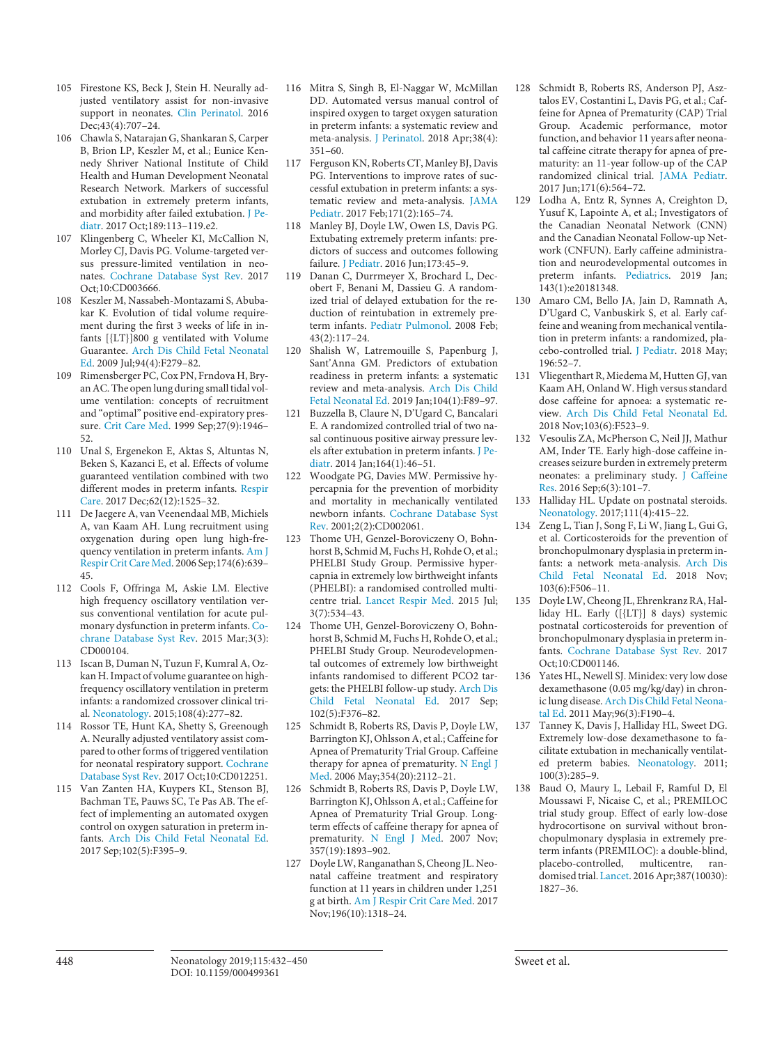105 Firestone KS, Beck J, Stein H. Neurally adjusted ventilatory assist for non-invasive support in neonates. Clin Perinatol. 2016 Dec;43(4):707–24.

106 Chawla S, Natarajan G, Shankaran S, Carper B, Brion LP, Keszler M, et al.; Eunice Kennedy Shriver National Institute of Child Health and Human Development Neonatal Research Network. Markers of successful extubation in extremely preterm infants, and morbidity after failed extubation. J Pediatr. 2017 Oct;189:113–119.e2.

107 Klingenberg C, Wheeler KI, McCallion N, Morley CJ, Davis PG. Volume-targeted versus pressure-limited ventilation in neonates. Cochrane Database Syst Rev. 2017 Oct;10:CD003666.

108 Keszler M, Nassabeh-Montazami S, Abubakar K. Evolution of tidal volume requirement during the first 3 weeks of life in infants [{LT}]800 g ventilated with Volume Guarantee. Arch Dis Child Fetal Neonatal Ed. 2009 Jul;94(4):F279–82.

109 Rimensberger PC, Cox PN, Frndova H, Bryan AC. The open lung during small tidal volume ventilation: concepts of recruitment and "optimal" positive end-expiratory pressure. Crit Care Med. 1999 Sep;27(9):1946–52.

110 Unal S, Ergenekon E, Aktas S, Altuntas N, Beken S, Kazanci E, et al. Effects of volume guaranteed ventilation combined with two different modes in preterm infants. Respir Care. 2017 Dec;62(12):1525–32.

111 De Jaegere A, van Veenendaal MB, Michiels A, van Kaam AH. Lung recruitment using oxygenation during open lung high-frequency ventilation in preterm infants. Am J Respir Crit Care Med. 2006 Sep;174(6):639–45.

112 Cools F, Offringa M, Askie LM. Elective high frequency oscillatory ventilation versus conventional ventilation for acute pulmonary dysfunction in preterm infants. Cochrane Database Syst Rev. 2015 Mar;3(3):CD000104.

113 Iscan B, Duman N, Tuzun F, Kumral A, Ozkan H. Impact of volume guarantee on high-frequency oscillatory ventilation in preterm infants: a randomized crossover clinical trial. Neonatology. 2015;108(4):277–82.

114 Rossor TE, Hunt KA, Shetty S, Greenough A. Neurally adjusted ventilatory assist compared to other forms of triggered ventilation for neonatal respiratory support. Cochrane Database Syst Rev. 2017 Oct;10:CD012251.

115 Van Zanten HA, Kuypers KL, Stenson BJ, Bachman TE, Pauws SC, Te Pas AB. The effect of implementing an automated oxygen control on oxygen saturation in preterm infants. Arch Dis Child Fetal Neonatal Ed. 2017 Sep;102(5):F395–9.

116 Mitra S, Singh B, El-Naggar W, McMillan DD. Automated versus manual control of inspired oxygen to target oxygen saturation in preterm infants: a systematic review and meta-analysis. J Perinatol. 2018 Apr;38(4):351–60.

117 Ferguson KN, Roberts CT, Manley BJ, Davis PG. Interventions to improve rates of successful extubation in preterm infants: a systematic review and meta-analysis. JAMA Pediatr. 2017 Feb;171(2):165–74.

118 Manley BJ, Doyle LW, Owen LS, Davis PG. Extubating extremely preterm infants: predictors of success and outcomes following failure. J Pediatr. 2016 Jun;173:45–9.

119 Danan C, Durrmeyer X, Brochard L, Decobert F, Benani M, Dassieu G. A randomized trial of delayed extubation for the reduction of reintubation in extremely preterm infants. Pediatr Pulmonol. 2008 Feb;43(2):117–24.

120 Shalish W, Latremouille S, Papenburg J, Sant'Anna GM. Predictors of extubation readiness in preterm infants: a systematic review and meta-analysis. Arch Dis Child Fetal Neonatal Ed. 2019 Jan;104(1):F89–97.

121 Buzzella B, Claure N, D'Ugard C, Bancalari E. A randomized controlled trial of two nasal continuous positive airway pressure levels after extubation in preterm infants. J Pediatr. 2014 Jan;164(1):46–51.

122 Woodgate PG, Davies MW. Permissive hypercapnia for the prevention of morbidity and mortality in mechanically ventilated newborn infants. Cochrane Database Syst Rev. 2001;2(2):CD002061.

123 Thome UH, Genzel-Boroviczeny O, Bohnhorst B, Schmid M, Fuchs H, Rohde O, et al.; PHELBI Study Group. Permissive hypercapnia in extremely low birthweight infants (PHELBI): a randomised controlled multicentre trial. Lancet Respir Med. 2015 Jul;3(7):534–43.

124 Thome UH, Genzel-Boroviczeny O, Bohnhorst B, Schmid M, Fuchs H, Rohde O, et al.; PHELBI Study Group. Neurodevelopmental outcomes of extremely low birthweight infants randomised to different PCO2 targets: the PHELBI follow-up study. Arch Dis Child Fetal Neonatal Ed. 2017 Sep;102(5):F376–82.

125 Schmidt B, Roberts RS, Davis P, Doyle LW, Barrington KJ, Ohlsson A, et al.; Caffeine for Apnea of Prematurity Trial Group. Caffeine therapy for apnea of prematurity. N Engl J Med. 2006 May;354(20):2112–21.

126 Schmidt B, Roberts RS, Davis P, Doyle LW, Barrington KJ, Ohlsson A, et al.; Caffeine for Apnea of Prematurity Trial Group. Long-term effects of caffeine therapy for apnea of prematurity. N Engl J Med. 2007 Nov;357(19):1893–902.

127 Doyle LW, Ranganathan S, Cheong JL. Neonatal caffeine treatment and respiratory function at 11 years in children under 1,251 g at birth. Am J Respir Crit Care Med. 2017 Nov;196(10):1318–24.

128 Schmidt B, Roberts RS, Anderson PJ, Asztalos EV, Costantini L, Davis PG, et al.; Caffeine for Apnea of Prematurity (CAP) Trial Group. Academic performance, motor function, and behavior 11 years after neonatal caffeine citrate therapy for apnea of prematurity: an 11-year follow-up of the CAP randomized clinical trial. JAMA Pediatr. 2017 Jun;171(6):564–72.

129 Lodha A, Entz R, Synnes A, Creighton D, Yusuf K, Lapointe A, et al.; Investigators of the Canadian Neonatal Network (CNN) and the Canadian Neonatal Follow-up Network (CNFUN). Early caffeine administration and neurodevelopmental outcomes in preterm infants. Pediatrics. 2019 Jan;143(1):e20181348.

130 Amaro CM, Bello JA, Jain D, Ramnath A, D'Ugard C, Vanbuskirk S, et al. Early caffeine and weaning from mechanical ventilation in preterm infants: a randomized, placebo-controlled trial. J Pediatr. 2018 May;196:52–7.

131 Vliegenthart R, Miedema M, Hutten GJ, van Kaam AH, Onland W. High versus standard dose caffeine for apnoea: a systematic review. Arch Dis Child Fetal Neonatal Ed. 2018 Nov;103(6):F523–9.

132 Vesoulis ZA, McPherson C, Neil JJ, Mathur AM, Inder TE. Early high-dose caffeine increases seizure burden in extremely preterm neonates: a preliminary study. J Caffeine Res. 2016 Sep;6(3):101–7.

133 Halliday HL. Update on postnatal steroids. Neonatology. 2017;111(4):415–22.

134 Zeng L, Tian J, Song F, Li W, Jiang L, Gui G, et al. Corticosteroids for the prevention of bronchopulmonary dysplasia in preterm infants: a network meta-analysis. Arch Dis Child Fetal Neonatal Ed. 2018 Nov;103(6):F506–11.

135 Doyle LW, Cheong JL, Ehrenkranz RA, Halliday HL. Early ([{LT}] 8 days) systemic postnatal corticosteroids for prevention of bronchopulmonary dysplasia in preterm infants. Cochrane Database Syst Rev. 2017 Oct;10:CD001146.

136 Yates HL, Newell SJ. Minidex: very low dose dexamethasone (0.05 mg/kg/day) in chronic lung disease. Arch Dis Child Fetal Neonatal Ed. 2011 May;96(3):F190–4.

137 Tanney K, Davis J, Halliday HL, Sweet DG. Extremely low-dose dexamethasone to facilitate extubation in mechanically ventilated preterm babies. Neonatology. 2011;100(3):285–9.

138 Baud O, Maury L, Lebail F, Ramful D, El Moussawi F, Nicaise C, et al.; PREMILOC trial study group. Effect of early low-dose hydrocortisone on survival without bronchopulmonary dysplasia in extremely preterm infants (PREMILOC): a double-blind, placebo-controlled, multicentre, randomised trial. Lancet. 2016 Apr;387(10030):1827–36.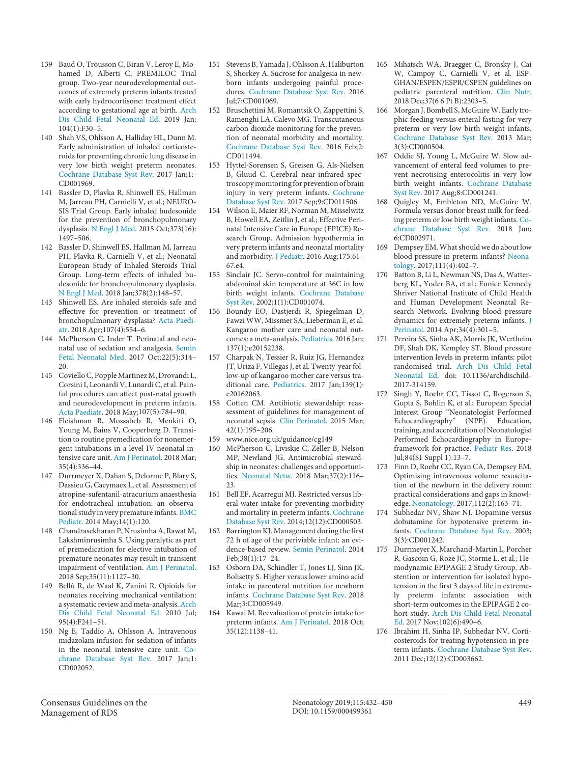139 Baud O, Trousson C, Biran V, Leroy E, Mohamed D, Alberti C; PREMILOC Trial group. Two-year neurodevelopmental outcomes of extremely preterm infants treated with early hydrocortisone: treatment effect according to gestational age at birth. Arch Dis Child Fetal Neonatal Ed. 2019 Jan; 104(1):F30–5.

140 Shah VS, Ohlsson A, Halliday HL, Dunn M. Early administration of inhaled corticosteroids for preventing chronic lung disease in very low birth weight preterm neonates. Cochrane Database Syst Rev. 2017 Jan;1:-CD001969.

141 Bassler D, Plavka R, Shinwell ES, Hallman M, Jarreau PH, Carnielli V, et al.; NEUROSIS Trial Group. Early inhaled budesonide for the prevention of bronchopulmonary dysplasia. N Engl J Med. 2015 Oct;373(16): 1497–506.

142 Bassler D, Shinwell ES, Hallman M, Jarreau PH, Plavka R, Carnielli V, et al.; Neonatal European Study of Inhaled Steroids Trial Group. Long-term effects of inhaled budesonide for bronchopulmonary dysplasia. N Engl J Med. 2018 Jan;378(2):148–57.

143 Shinwell ES. Are inhaled steroids safe and effective for prevention or treatment of bronchopulmonary dysplasia? Acta Paediatr. 2018 Apr;107(4):554–6.

144 McPherson C, Inder T. Perinatal and neonatal use of sedation and analgesia. Semin Fetal Neonatal Med. 2017 Oct;22(5):314–20.

145 Coviello C, Popple Martinez M, Drovandi L, Corsini I, Leonardi V, Lunardi C, et al. Painful procedures can affect post-natal growth and neurodevelopment in preterm infants. Acta Paediatr. 2018 May;107(5):784–90.

146 Fleishman R, Mossabeb R, Menkiti O, Young M, Bains V, Cooperberg D. Transition to routine premedication for nonemergent intubations in a level IV neonatal intensive care unit. Am J Perinatol. 2018 Mar; 35(4):336–44.

147 Durrmeyer X, Dahan S, Delorme P, Blary S, Dassieu G, Caeymaex L, et al. Assessment of atropine-sufentanil-atracurium anaesthesia for endotracheal intubation: an observational study in very premature infants. BMC Pediatr. 2014 May;14(1):120.

148 Chandrasekharan P, Nrusimha A, Rawat M, Lakshminrusimha S. Using paralytic as part of premedication for elective intubation of premature neonates may result in transient impairment of ventilation. Am J Perinatol. 2018 Sep;35(11):1127–30.

149 Bellù R, de Waal K, Zanini R. Opioids for neonates receiving mechanical ventilation: a systematic review and meta-analysis. Arch Dis Child Fetal Neonatal Ed. 2010 Jul; 95(4):F241–51.

150 Ng E, Taddio A, Ohlsson A. Intravenous midazolam infusion for sedation of infants in the neonatal intensive care unit. Cochrane Database Syst Rev. 2017 Jan;1: CD002052.

151 Stevens B, Yamada J, Ohlsson A, Haliburton S, Shorkey A. Sucrose for analgesia in newborn infants undergoing painful procedures. Cochrane Database Syst Rev. 2016 Jul;7:CD001069.

152 Bruschettini M, Romantsik O, Zappettini S, Ramenghi LA, Calevo MG. Transcutaneous carbon dioxide monitoring for the prevention of neonatal morbidity and mortality. Cochrane Database Syst Rev. 2016 Feb;2: CD011494.

153 Hyttel-Sorensen S, Greisen G, Als-Nielsen B, Gluud C. Cerebral near-infrared spectroscopy monitoring for prevention of brain injury in very preterm infants. Cochrane Database Syst Rev. 2017 Sep;9:CD011506.

154 Wilson E, Maier RF, Norman M, Misselwitz B, Howell EA, Zeitlin J, et al.; Effective Perinatal Intensive Care in Europe (EPICE) Research Group. Admission hypothermia in very preterm infants and neonatal mortality and morbidity. J Pediatr. 2016 Aug;175:61–67.e4.

155 Sinclair JC. Servo-control for maintaining abdominal skin temperature at 36C in low birth weight infants. Cochrane Database Syst Rev. 2002;1(1):CD001074.

156 Boundy EO, Dastjerdi R, Spiegelman D, Fawzi WW, Missmer SA, Lieberman E, et al. Kangaroo mother care and neonatal outcomes: a meta-analysis. Pediatrics. 2016 Jan; 137(1):e20152238.

157 Charpak N, Tessier R, Ruiz JG, Hernandez JT, Uriza F, Villegas J, et al. Twenty-year follow-up of kangaroo mother care versus traditional care. Pediatrics. 2017 Jan;139(1): e20162063.

158 Cotten CM. Antibiotic stewardship: reassessment of guidelines for management of neonatal sepsis. Clin Perinatol. 2015 Mar; 42(1):195–206.

159 www.nice.org.uk/guidance/cg149

160 McPherson C, Liviskie C, Zeller B, Nelson MP, Newland JG. Antimicrobial stewardship in neonates: challenges and opportunities. Neonatal Netw. 2018 Mar;37(2):116–23.

161 Bell EF, Acarregui MJ. Restricted versus liberal water intake for preventing morbidity and mortality in preterm infants. Cochrane Database Syst Rev. 2014;12(12):CD000503.

162 Barrington KJ. Management during the first 72 h of age of the periviable infant: an evidence-based review. Semin Perinatol. 2014 Feb;38(1):17–24.

163 Osborn DA, Schindler T, Jones LJ, Sinn JK, Bolisetty S. Higher versus lower amino acid intake in parenteral nutrition for newborn infants. Cochrane Database Syst Rev. 2018 Mar;3:CD005949.

164 Kawai M. Reevaluation of protein intake for preterm infants. Am J Perinatol. 2018 Oct; 35(12):1138–41.

165 Mihatsch WA, Braegger C, Bronsky J, Cai W, Campoy C, Carnielli V, et al. ESPGHAN/ESPEN/ESPR/CSPEN guidelines on pediatric parenteral nutrition. Clin Nutr. 2018 Dec;37(6 6 Pt B):2303–5.

166 Morgan J, Bombell S, McGuire W. Early trophic feeding versus enteral fasting for very preterm or very low birth weight infants. Cochrane Database Syst Rev. 2013 Mar; 3(3):CD000504.

167 Oddie SJ, Young L, McGuire W. Slow advancement of enteral feed volumes to prevent necrotising enterocolitis in very low birth weight infants. Cochrane Database Syst Rev. 2017 Aug;8:CD001241.

168 Quigley M, Embleton ND, McGuire W. Formula versus donor breast milk for feeding preterm or low birth weight infants. Cochrane Database Syst Rev. 2018 Jun; 6:CD002971.

169 Dempsey EM. What should we do about low blood pressure in preterm infants? Neonatology. 2017;111(4):402–7.

170 Batton B, Li L, Newman NS, Das A, Watterberg KL, Yoder BA, et al.; Eunice Kennedy Shriver National Institute of Child Health and Human Development Neonatal Research Network. Evolving blood pressure dynamics for extremely preterm infants. J Perinatol. 2014 Apr;34(4):301–5.

171 Pereira SS, Sinha AK, Morris JK, Wertheim DF, Shah DK, Kempley ST. Blood pressure intervention levels in preterm infants: pilot randomised trial. Arch Dis Child Fetal Neonatal Ed. doi: 10.1136/archdischild-2017-314159.

172 Singh Y, Roehr CC, Tissot C, Rogerson S, Gupta S, Bohlin K, et al.; European Special Interest Group "Neonatologist Performed Echocardiography" (NPE). Education, training, and accreditation of Neonatologist Performed Echocardiography in Europe-framework for practice. Pediatr Res. 2018 Jul;84(S1 Suppl 1):13–7.

173 Finn D, Roehr CC, Ryan CA, Dempsey EM. Optimising intravenous volume resuscitation of the newborn in the delivery room: practical considerations and gaps in knowledge. Neonatology. 2017;112(2):163–71.

174 Subhedar NV, Shaw NJ. Dopamine versus dobutamine for hypotensive preterm infants. Cochrane Database Syst Rev. 2003; 3(3):CD001242.

175 Durrmeyer X, Marchand-Martin L, Porcher R, Gascoin G, Roze JC, Storme L, et al.; Hemodynamic EPIPAGE 2 Study Group. Abstention or intervention for isolated hypotension in the first 3 days of life in extremely preterm infants: association with short-term outcomes in the EPIPAGE 2 cohort study. Arch Dis Child Fetal Neonatal Ed. 2017 Nov;102(6):490–6.

176 Ibrahim H, Sinha IP, Subhedar NV. Corticosteroids for treating hypotension in preterm infants. Cochrane Database Syst Rev. 2011 Dec;12(12):CD003662.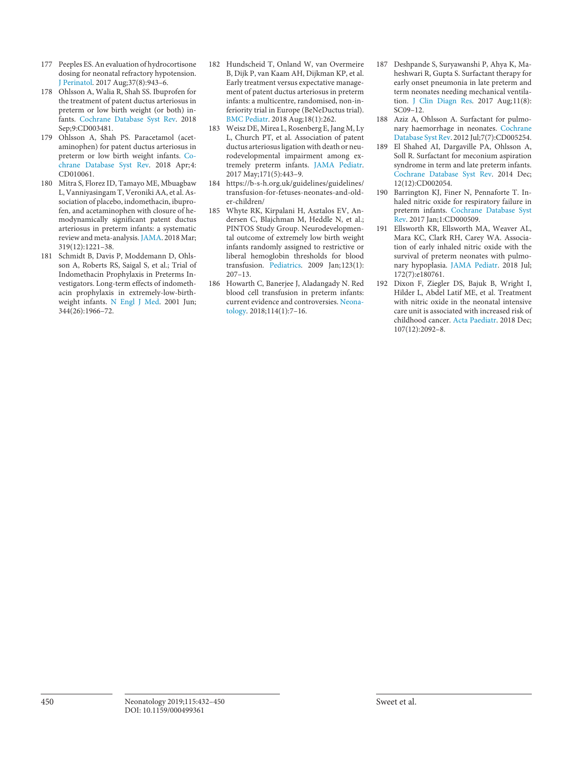177 Peeples ES. An evaluation of hydrocortisone dosing for neonatal refractory hypotension. J Perinatol. 2017 Aug;37(8):943–6.

178 Ohlsson A, Walia R, Shah SS. Ibuprofen for the treatment of patent ductus arteriosus in preterm or low birth weight (or both) infants. Cochrane Database Syst Rev. 2018 Sep;9:CD003481.

179 Ohlsson A, Shah PS. Paracetamol (acetaminophen) for patent ductus arteriosus in preterm or low birth weight infants. Cochrane Database Syst Rev. 2018 Apr;4: CD010061.

180 Mitra S, Florez ID, Tamayo ME, Mbuagbaw L, Vanniyasingam T, Veroniki AA, et al. Association of placebo, indomethacin, ibuprofen, and acetaminophen with closure of hemodynamically significant patent ductus arteriosus in preterm infants: a systematic review and meta-analysis. JAMA. 2018 Mar; 319(12):1221–38.

181 Schmidt B, Davis P, Moddemann D, Ohlsson A, Roberts RS, Saigal S, et al.; Trial of Indomethacin Prophylaxis in Preterms Investigators. Long-term effects of indomethacin prophylaxis in extremely-low-birth-weight infants. N Engl J Med. 2001 Jun; 344(26):1966–72.

182 Hundscheid T, Onland W, van Overmeire B, Dijk P, van Kaam AH, Dijkman KP, et al. Early treatment versus expectative management of patent ductus arteriosus in preterm infants: a multicentre, randomised, non-inferiority trial in Europe (BeNeDuctus trial). BMC Pediatr. 2018 Aug;18(1):262.

183 Weisz DE, Mirea L, Rosenberg E, Jang M, Ly L, Church PT, et al. Association of patent ductus arteriosus ligation with death or neurodevelopmental impairment among extremely preterm infants. JAMA Pediatr. 2017 May;171(5):443–9.

184 https://b-s-h.org.uk/guidelines/guidelines/transfusion-for-fetuses-neonates-and-older-children/

185 Whyte RK, Kirpalani H, Asztalos EV, Andersen C, Blajchman M, Heddle N, et al.; PINTOS Study Group. Neurodevelopmental outcome of extremely low birth weight infants randomly assigned to restrictive or liberal hemoglobin thresholds for blood transfusion. Pediatrics. 2009 Jan;123(1): 207–13.

186 Howarth C, Banerjee J, Aladangady N. Red blood cell transfusion in preterm infants: current evidence and controversies. Neonatology. 2018;114(1):7–16.

187 Deshpande S, Suryawanshi P, Ahya K, Maheshwari R, Gupta S. Surfactant therapy for early onset pneumonia in late preterm and term neonates needing mechanical ventilation. J Clin Diagn Res. 2017 Aug;11(8): SC09–12.

188 Aziz A, Ohlsson A. Surfactant for pulmonary haemorrhage in neonates. Cochrane Database Syst Rev. 2012 Jul;7(7):CD005254.

189 El Shahed AI, Dargaville PA, Ohlsson A, Soll R. Surfactant for meconium aspiration syndrome in term and late preterm infants. Cochrane Database Syst Rev. 2014 Dec; 12(12):CD002054.

190 Barrington KJ, Finer N, Pennaforte T. Inhaled nitric oxide for respiratory failure in preterm infants. Cochrane Database Syst Rev. 2017 Jan;1:CD000509.

191 Ellsworth KR, Ellsworth MA, Weaver AL, Mara KC, Clark RH, Carey WA. Association of early inhaled nitric oxide with the survival of preterm neonates with pulmonary hypoplasia. JAMA Pediatr. 2018 Jul; 172(7):e180761.

192 Dixon F, Ziegler DS, Bajuk B, Wright I, Hilder L, Abdel Latif ME, et al. Treatment with nitric oxide in the neonatal intensive care unit is associated with increased risk of childhood cancer. Acta Paediatr. 2018 Dec; 107(12):2092–8.